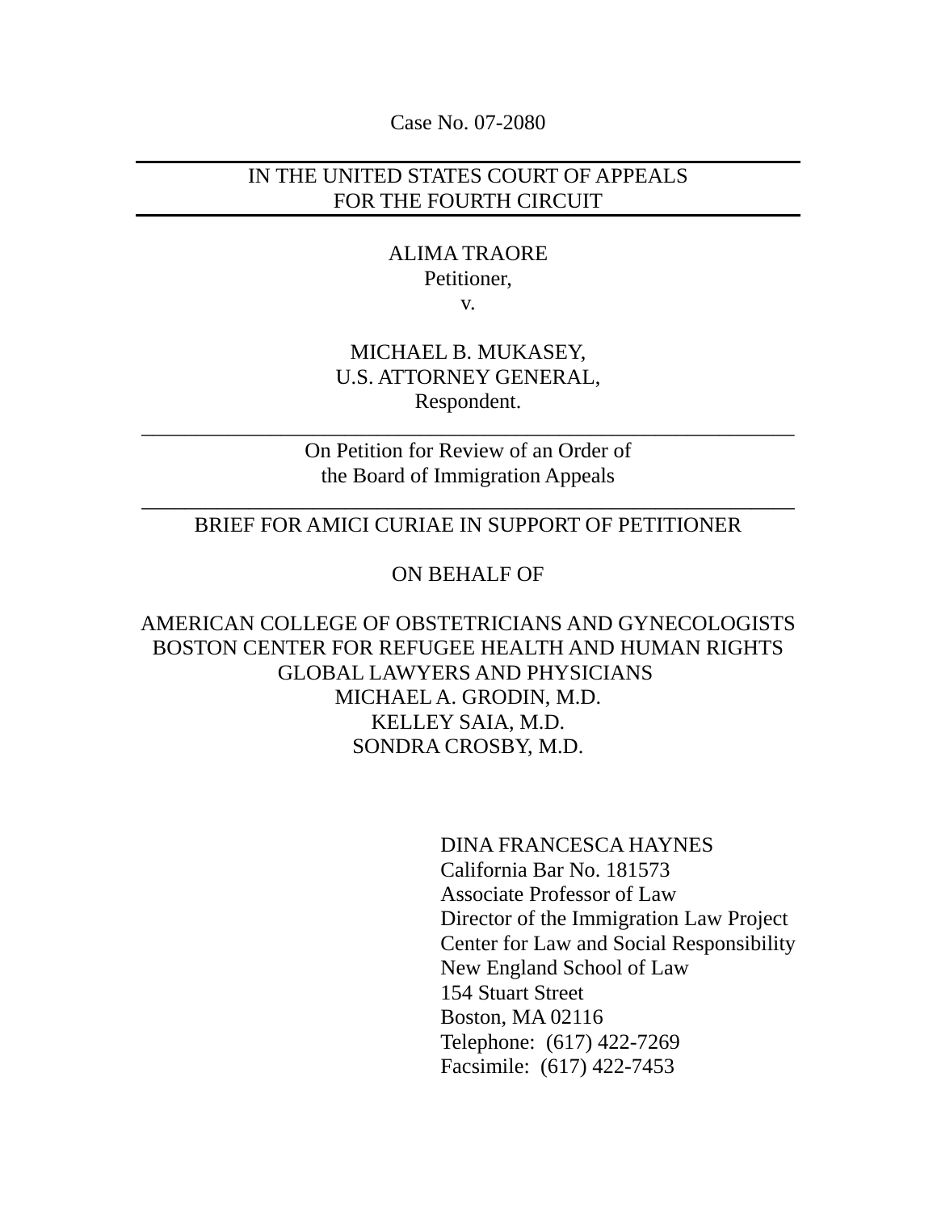Case No. 07-2080

---

IN THE UNITED STATES COURT OF APPEALS
FOR THE FOURTH CIRCUIT

---

ALIMA TRAORE
Petitioner,
v.

MICHAEL B. MUKASEY,
U.S. ATTORNEY GENERAL,
Respondent.

---

On Petition for Review of an Order of
the Board of Immigration Appeals

---

BRIEF FOR AMICI CURIAE IN SUPPORT OF PETITIONER

ON BEHALF OF

AMERICAN COLLEGE OF OBSTETRICIANS AND GYNECOLOGISTS
BOSTON CENTER FOR REFUGEE HEALTH AND HUMAN RIGHTS
GLOBAL LAWYERS AND PHYSICIANS
MICHAEL A. GRODIN, M.D.
KELLEY SAIA, M.D.
SONDRA CROSBY, M.D.

DINA FRANCESCA HAYNES
California Bar No. 181573
Associate Professor of Law
Director of the Immigration Law Project
Center for Law and Social Responsibility
New England School of Law
154 Stuart Street
Boston, MA 02116
Telephone: (617) 422-7269
Facsimile: (617) 422-7453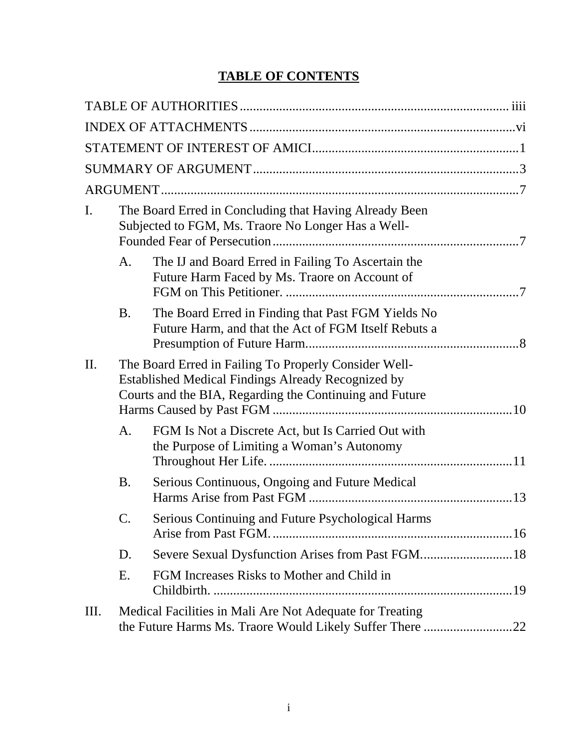# TABLE OF CONTENTS

TABLE OF AUTHORITIES .................................................................................. iiii

INDEX OF ATTACHMENTS ..................................................................................vi

STATEMENT OF INTEREST OF AMICI ..............................................................1

SUMMARY OF ARGUMENT ................................................................................3

ARGUMENT ............................................................................................................7

I. The Board Erred in Concluding that Having Already Been Subjected to FGM, Ms. Traore No Longer Has a Well-Founded Fear of Persecution ..........................................................................7

   A. The IJ and Board Erred in Failing To Ascertain the Future Harm Faced by Ms. Traore on Account of FGM on This Petitioner. ......................................................................7

   B. The Board Erred in Finding that Past FGM Yields No Future Harm, and that the Act of FGM Itself Rebuts a Presumption of Future Harm.................................................................8

II. The Board Erred in Failing To Properly Consider Well-Established Medical Findings Already Recognized by Courts and the BIA, Regarding the Continuing and Future Harms Caused by Past FGM ........................................................................10

   A. FGM Is Not a Discrete Act, but Is Carried Out with the Purpose of Limiting a Woman's Autonomy Throughout Her Life. ..........................................................................11

   B. Serious Continuous, Ongoing and Future Medical Harms Arise from Past FGM ..............................................................13

   C. Serious Continuing and Future Psychological Harms Arise from Past FGM. .........................................................................16

   D. Severe Sexual Dysfunction Arises from Past FGM............................18

   E. FGM Increases Risks to Mother and Child in Childbirth. ...........................................................................................19

III. Medical Facilities in Mali Are Not Adequate for Treating the Future Harms Ms. Traore Would Likely Suffer There ...........................22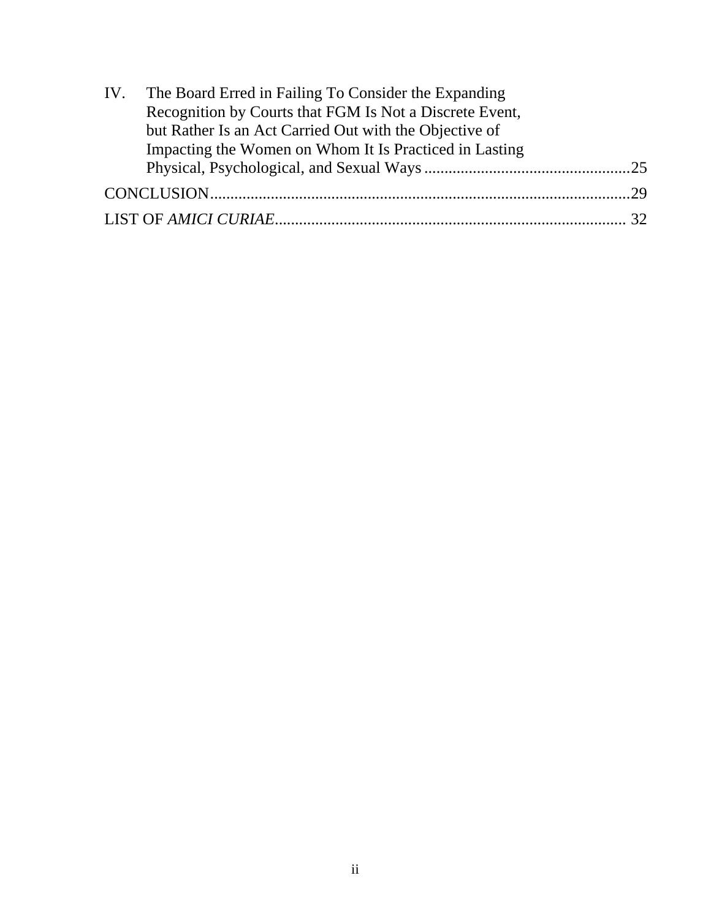IV. The Board Erred in Failing To Consider the Expanding Recognition by Courts that FGM Is Not a Discrete Event, but Rather Is an Act Carried Out with the Objective of Impacting the Women on Whom It Is Practiced in Lasting Physical, Psychological, and Sexual Ways ....................................................25

CONCLUSION.........................................................................................................29

LIST OF *AMICI CURIAE*....................................................................................... 32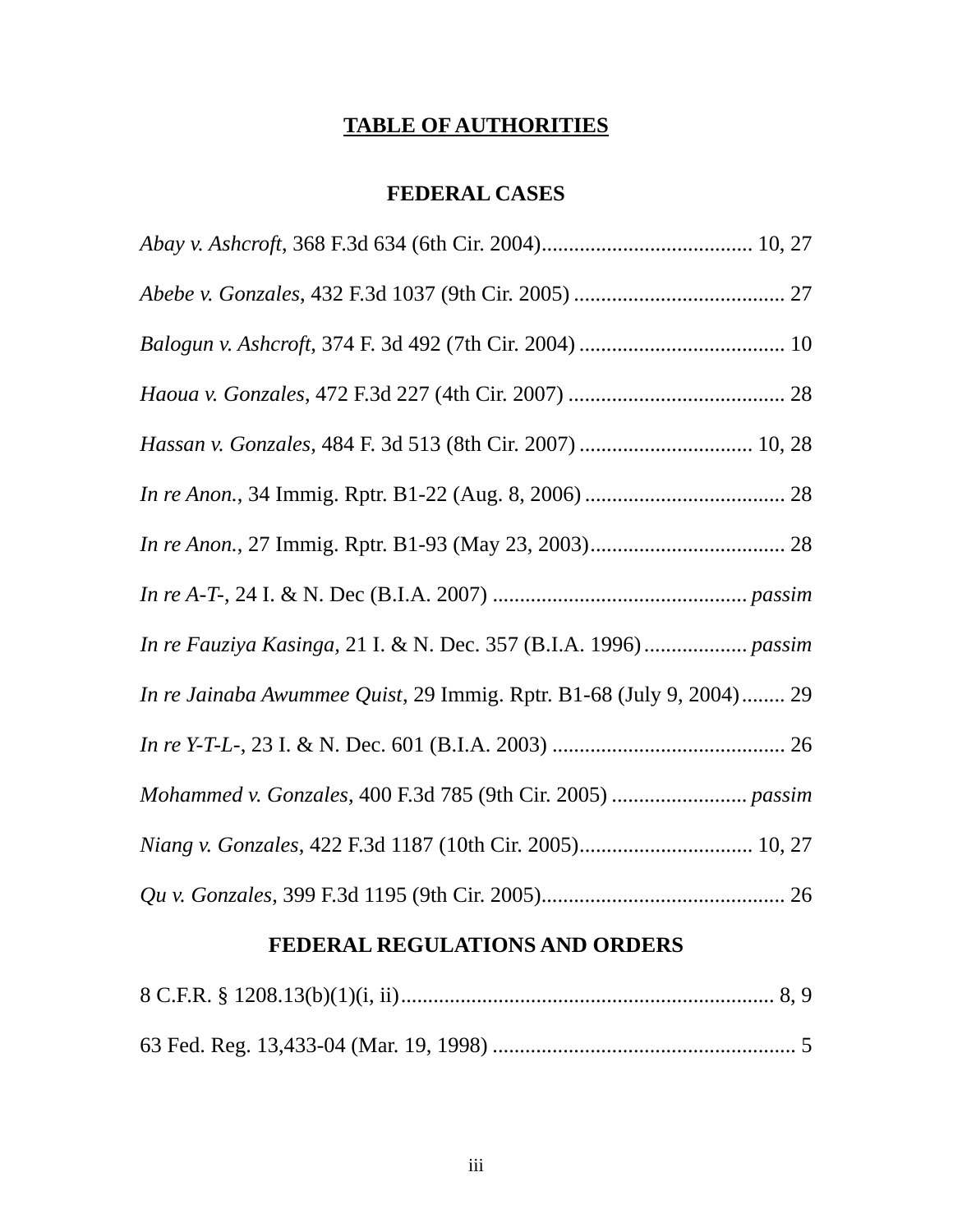# TABLE OF AUTHORITIES

## FEDERAL CASES

*Abay v. Ashcroft*, 368 F.3d 634 (6th Cir. 2004)....................................... 10, 27

*Abebe v. Gonzales*, 432 F.3d 1037 (9th Cir. 2005) ....................................... 27

*Balogun v. Ashcroft*, 374 F. 3d 492 (7th Cir. 2004) ...................................... 10

*Haoua v. Gonzales*, 472 F.3d 227 (4th Cir. 2007) ........................................ 28

*Hassan v. Gonzales*, 484 F. 3d 513 (8th Cir. 2007) ................................ 10, 28

*In re Anon.*, 34 Immig. Rptr. B1-22 (Aug. 8, 2006) ..................................... 28

*In re Anon.*, 27 Immig. Rptr. B1-93 (May 23, 2003).................................... 28

*In re A-T-*, 24 I. & N. Dec (B.I.A. 2007) ............................................... *passim*

*In re Fauziya Kasinga*, 21 I. & N. Dec. 357 (B.I.A. 1996) .................. *passim*

*In re Jainaba Awummee Quist*, 29 Immig. Rptr. B1-68 (July 9, 2004)........ 29

*In re Y-T-L-*, 23 I. & N. Dec. 601 (B.I.A. 2003) ........................................... 26

*Mohammed v. Gonzales*, 400 F.3d 785 (9th Cir. 2005) ......................... *passim*

*Niang v. Gonzales*, 422 F.3d 1187 (10th Cir. 2005)................................ 10, 27

*Qu v. Gonzales*, 399 F.3d 1195 (9th Cir. 2005)............................................. 26

## FEDERAL REGULATIONS AND ORDERS

8 C.F.R. § 1208.13(b)(1)(i, ii).................................................................... 8, 9

63 Fed. Reg. 13,433-04 (Mar. 19, 1998) ........................................................ 5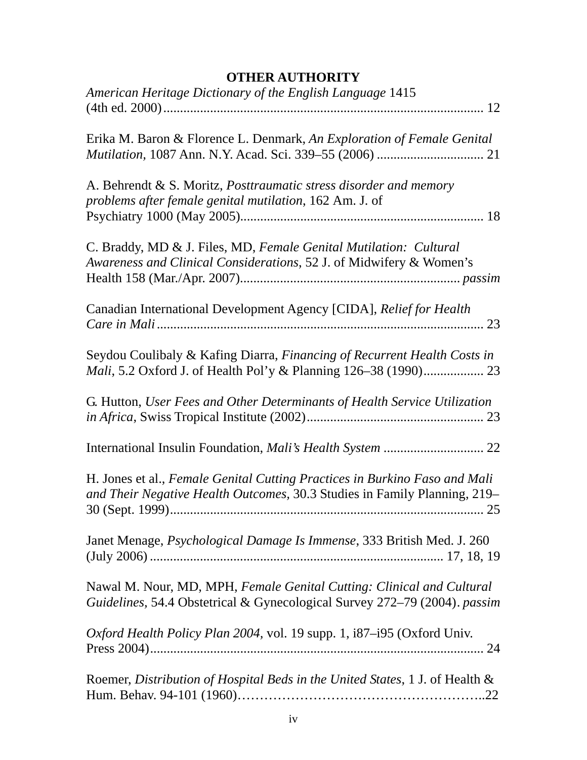## OTHER AUTHORITY

*American Heritage Dictionary of the English Language* 1415 (4th ed. 2000) ............................................................................................ 12

Erika M. Baron & Florence L. Denmark, *An Exploration of Female Genital Mutilation*, 1087 Ann. N.Y. Acad. Sci. 339–55 (2006) ................................ 21

A. Behrendt & S. Moritz, *Posttraumatic stress disorder and memory problems after female genital mutilation*, 162 Am. J. of Psychiatry 1000 (May 2005)........................................................................ 18

C. Braddy, MD & J. Files, MD, *Female Genital Mutilation: Cultural Awareness and Clinical Considerations*, 52 J. of Midwifery & Women's Health 158 (Mar./Apr. 2007)................................................................. *passim*

Canadian International Development Agency [CIDA], *Relief for Health Care in Mali* .................................................................................................. 23

Seydou Coulibaly & Kafing Diarra, *Financing of Recurrent Health Costs in Mali*, 5.2 Oxford J. of Health Pol'y & Planning 126–38 (1990).................. 23

G. Hutton, *User Fees and Other Determinants of Health Service Utilization in Africa*, Swiss Tropical Institute (2002).................................................... 23

International Insulin Foundation, *Mali's Health System* ............................. 22

H. Jones et al., *Female Genital Cutting Practices in Burkino Faso and Mali and Their Negative Health Outcomes*, 30.3 Studies in Family Planning, 219–30 (Sept. 1999)............................................................................................ 25

Janet Menage, *Psychological Damage Is Immense*, 333 British Med. J. 260 (July 2006) ..................................................................................... 17, 18, 19

Nawal M. Nour, MD, MPH, *Female Genital Cutting: Clinical and Cultural Guidelines*, 54.4 Obstetrical & Gynecological Survey 272–79 (2004). *passim*

*Oxford Health Policy Plan 2004*, vol. 19 supp. 1, i87–i95 (Oxford Univ. Press 2004)................................................................................................... 24

Roemer, *Distribution of Hospital Beds in the United States*, 1 J. of Health & Hum. Behav. 94-101 (1960)……………………………………………..22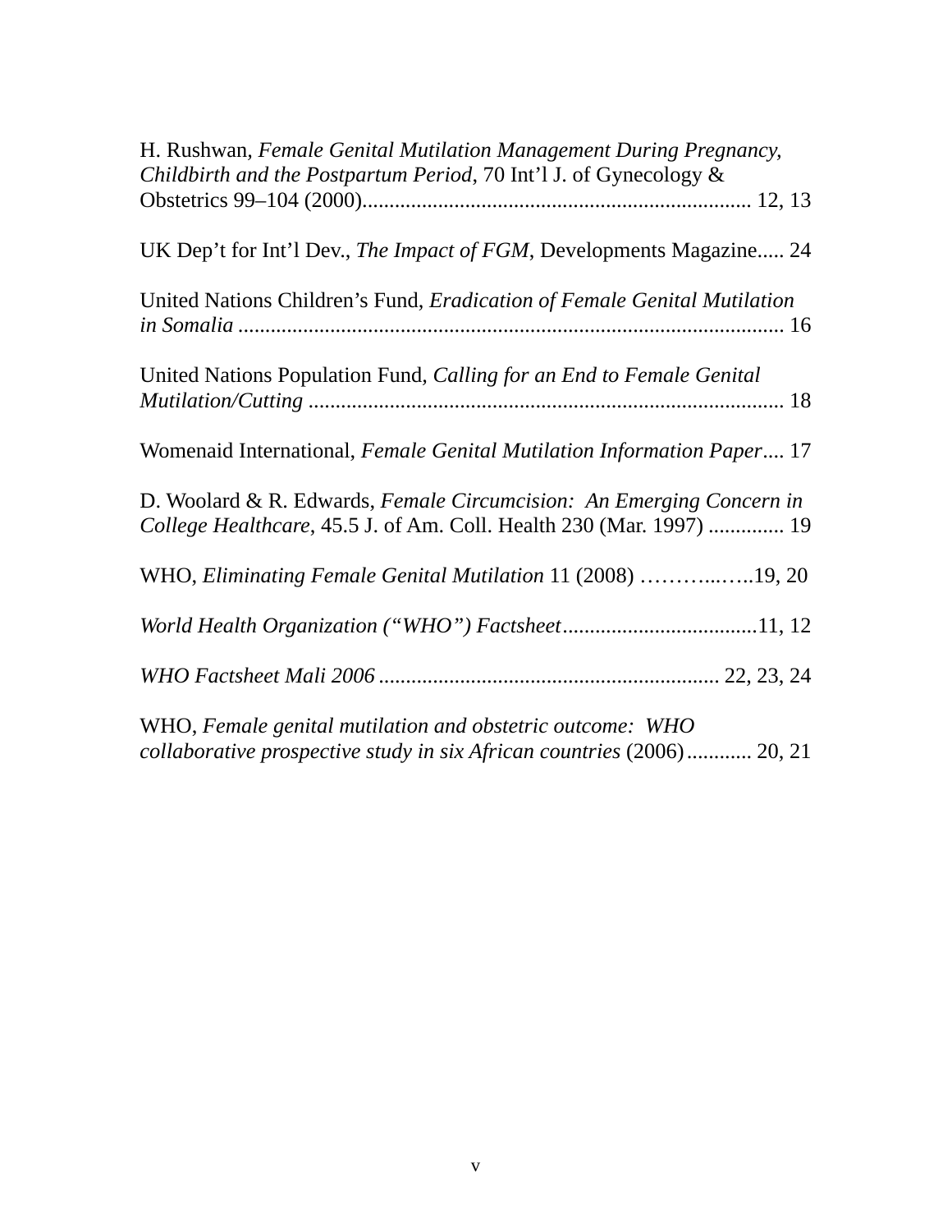H. Rushwan, *Female Genital Mutilation Management During Pregnancy, Childbirth and the Postpartum Period*, 70 Int'l J. of Gynecology & Obstetrics 99–104 (2000)....................................................................... 12, 13

UK Dep't for Int'l Dev., *The Impact of FGM*, Developments Magazine..... 24

United Nations Children's Fund, *Eradication of Female Genital Mutilation in Somalia* .................................................................................................... 16

United Nations Population Fund, *Calling for an End to Female Genital Mutilation/Cutting* ...................................................................................... 18

Womenaid International, *Female Genital Mutilation Information Paper*.... 17

D. Woolard & R. Edwards, *Female Circumcision: An Emerging Concern in College Healthcare*, 45.5 J. of Am. Coll. Health 230 (Mar. 1997) ............. 19

WHO, *Eliminating Female Genital Mutilation* 11 (2008) ………...….19, 20

*World Health Organization ("WHO") Factsheet*....................................11, 12

*WHO Factsheet Mali 2006* .............................................................. 22, 23, 24

WHO, *Female genital mutilation and obstetric outcome: WHO collaborative prospective study in six African countries* (2006)............ 20, 21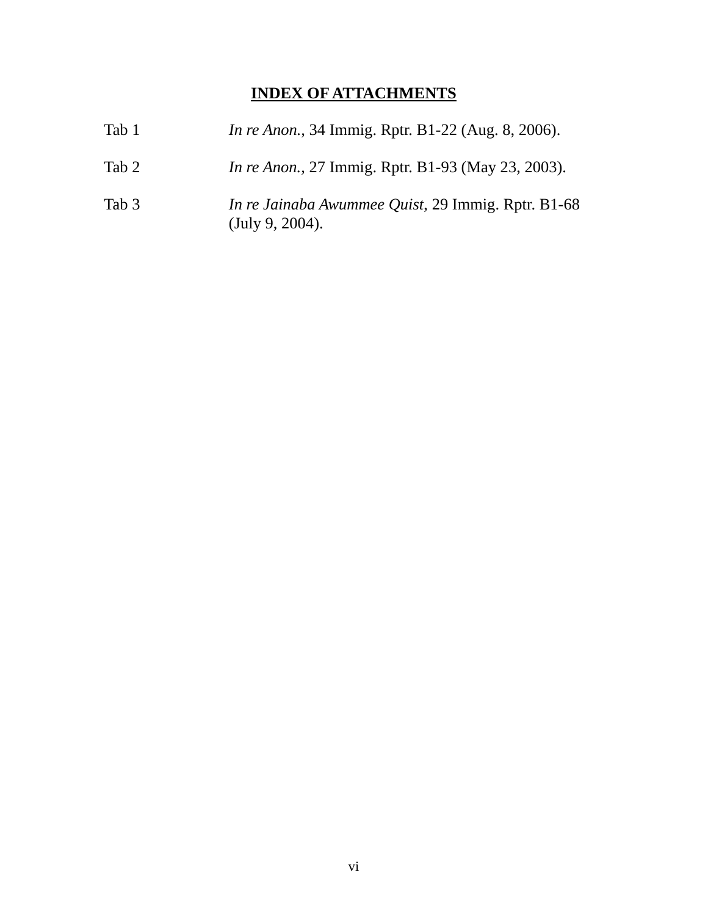## INDEX OF ATTACHMENTS

Tab 1 *In re Anon.*, 34 Immig. Rptr. B1-22 (Aug. 8, 2006).

Tab 2 *In re Anon.*, 27 Immig. Rptr. B1-93 (May 23, 2003).

Tab 3 *In re Jainaba Awummee Quist*, 29 Immig. Rptr. B1-68 (July 9, 2004).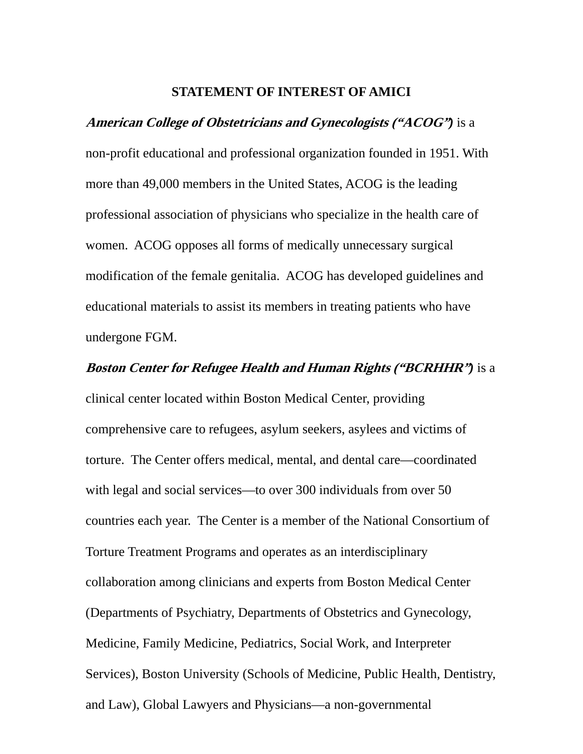## STATEMENT OF INTEREST OF AMICI

***American College of Obstetricians and Gynecologists ("ACOG")*** is a non-profit educational and professional organization founded in 1951. With more than 49,000 members in the United States, ACOG is the leading professional association of physicians who specialize in the health care of women. ACOG opposes all forms of medically unnecessary surgical modification of the female genitalia. ACOG has developed guidelines and educational materials to assist its members in treating patients who have undergone FGM.

***Boston Center for Refugee Health and Human Rights ("BCRHHR")*** is a clinical center located within Boston Medical Center, providing comprehensive care to refugees, asylum seekers, asylees and victims of torture. The Center offers medical, mental, and dental care—coordinated with legal and social services—to over 300 individuals from over 50 countries each year. The Center is a member of the National Consortium of Torture Treatment Programs and operates as an interdisciplinary collaboration among clinicians and experts from Boston Medical Center (Departments of Psychiatry, Departments of Obstetrics and Gynecology, Medicine, Family Medicine, Pediatrics, Social Work, and Interpreter Services), Boston University (Schools of Medicine, Public Health, Dentistry, and Law), Global Lawyers and Physicians—a non-governmental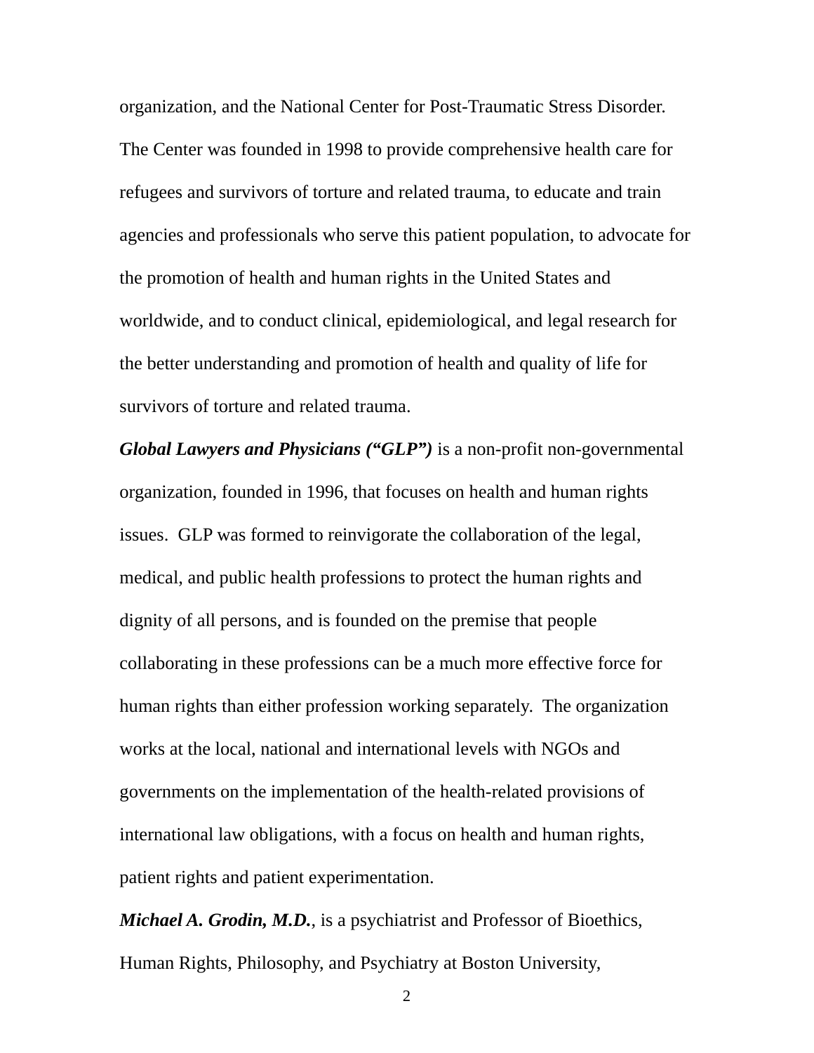organization, and the National Center for Post-Traumatic Stress Disorder. The Center was founded in 1998 to provide comprehensive health care for refugees and survivors of torture and related trauma, to educate and train agencies and professionals who serve this patient population, to advocate for the promotion of health and human rights in the United States and worldwide, and to conduct clinical, epidemiological, and legal research for the better understanding and promotion of health and quality of life for survivors of torture and related trauma.

***Global Lawyers and Physicians ("GLP")*** is a non-profit non-governmental organization, founded in 1996, that focuses on health and human rights issues. GLP was formed to reinvigorate the collaboration of the legal, medical, and public health professions to protect the human rights and dignity of all persons, and is founded on the premise that people collaborating in these professions can be a much more effective force for human rights than either profession working separately. The organization works at the local, national and international levels with NGOs and governments on the implementation of the health-related provisions of international law obligations, with a focus on health and human rights, patient rights and patient experimentation.

***Michael A. Grodin, M.D.***, is a psychiatrist and Professor of Bioethics, Human Rights, Philosophy, and Psychiatry at Boston University,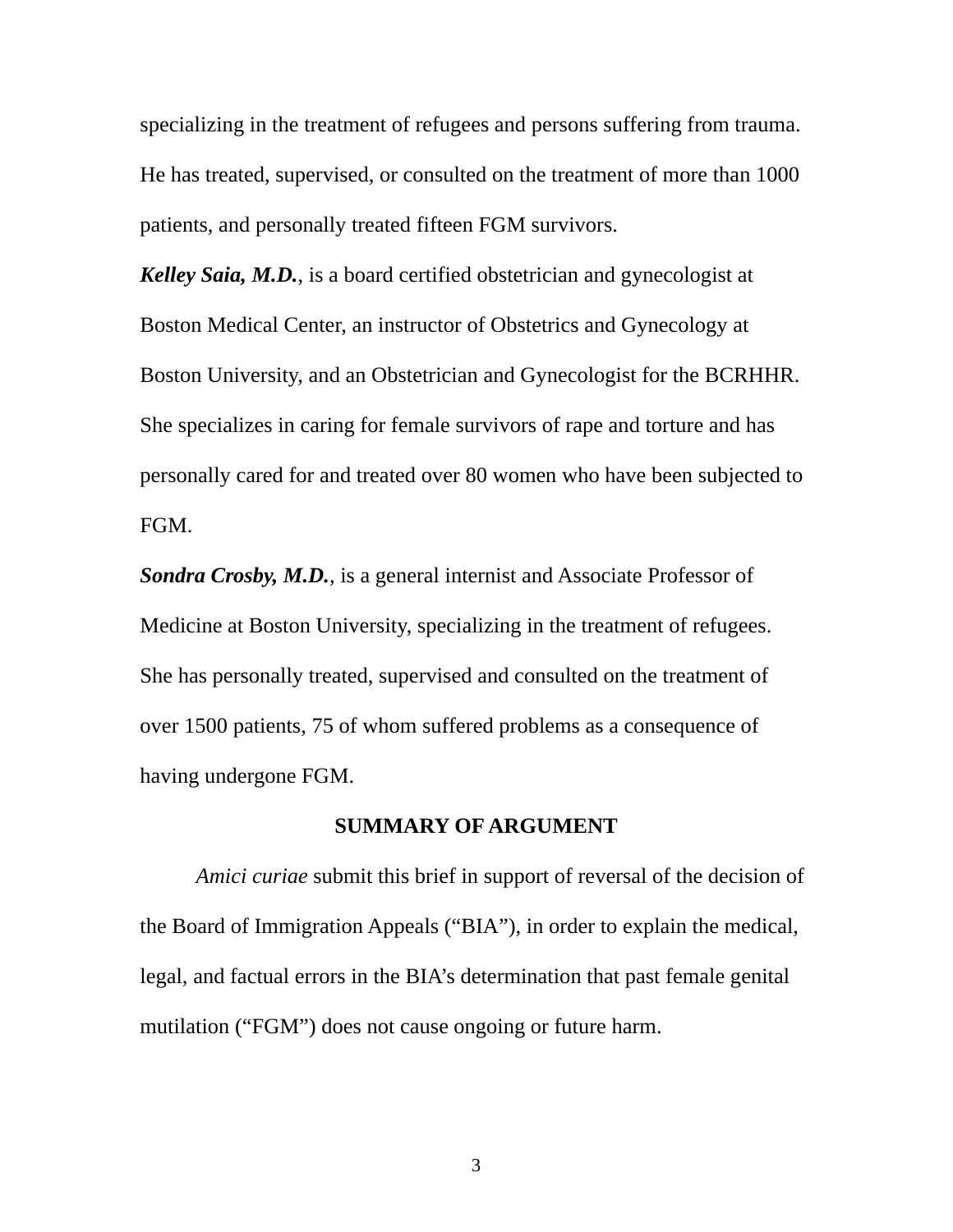specializing in the treatment of refugees and persons suffering from trauma. He has treated, supervised, or consulted on the treatment of more than 1000 patients, and personally treated fifteen FGM survivors.

***Kelley Saia, M.D.***, is a board certified obstetrician and gynecologist at Boston Medical Center, an instructor of Obstetrics and Gynecology at Boston University, and an Obstetrician and Gynecologist for the BCRHHR. She specializes in caring for female survivors of rape and torture and has personally cared for and treated over 80 women who have been subjected to FGM.

***Sondra Crosby, M.D.***, is a general internist and Associate Professor of Medicine at Boston University, specializing in the treatment of refugees. She has personally treated, supervised and consulted on the treatment of over 1500 patients, 75 of whom suffered problems as a consequence of having undergone FGM.

## SUMMARY OF ARGUMENT

*Amici curiae* submit this brief in support of reversal of the decision of the Board of Immigration Appeals ("BIA"), in order to explain the medical, legal, and factual errors in the BIA's determination that past female genital mutilation ("FGM") does not cause ongoing or future harm.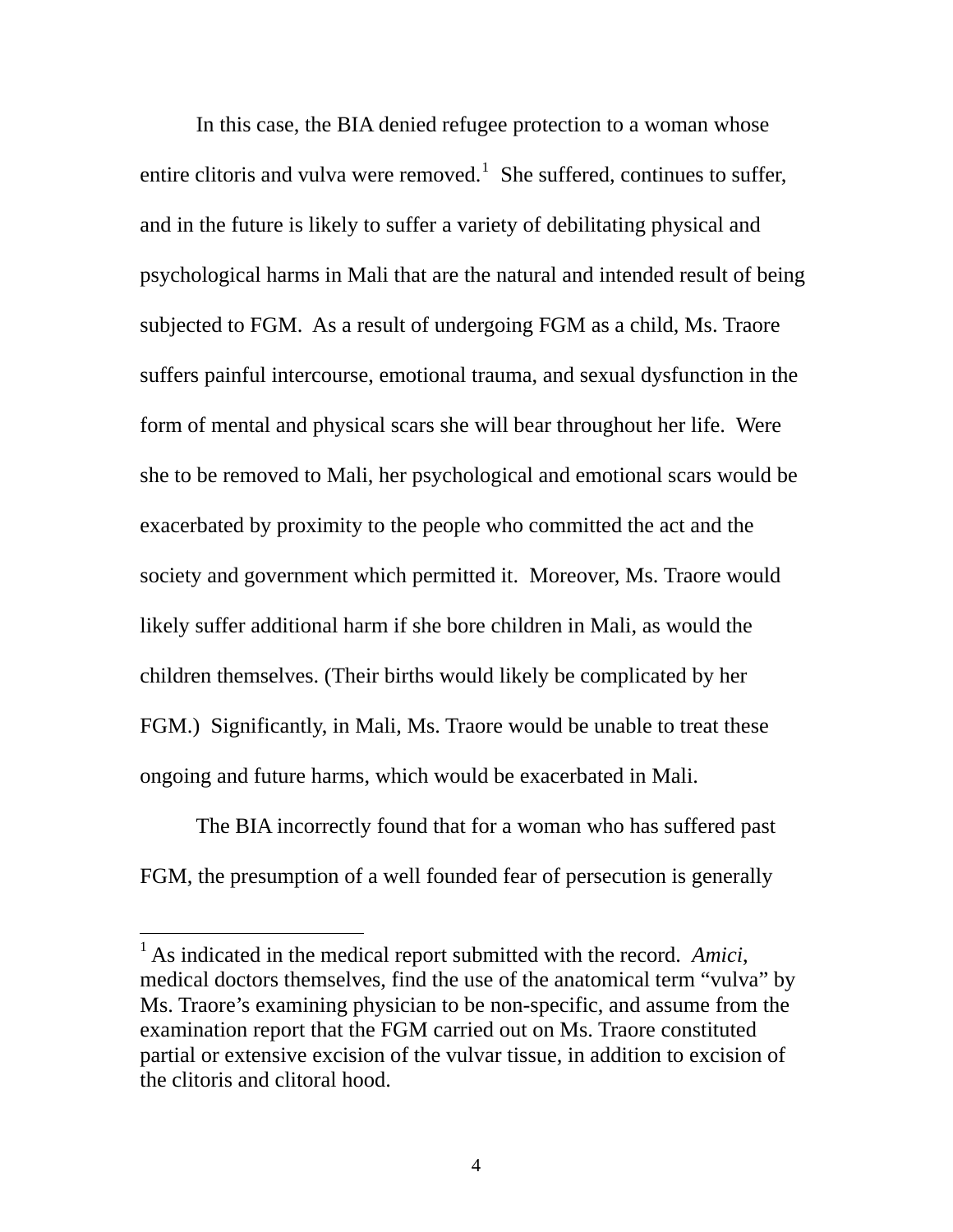In this case, the BIA denied refugee protection to a woman whose entire clitoris and vulva were removed.[1] She suffered, continues to suffer, and in the future is likely to suffer a variety of debilitating physical and psychological harms in Mali that are the natural and intended result of being subjected to FGM. As a result of undergoing FGM as a child, Ms. Traore suffers painful intercourse, emotional trauma, and sexual dysfunction in the form of mental and physical scars she will bear throughout her life. Were she to be removed to Mali, her psychological and emotional scars would be exacerbated by proximity to the people who committed the act and the society and government which permitted it. Moreover, Ms. Traore would likely suffer additional harm if she bore children in Mali, as would the children themselves. (Their births would likely be complicated by her FGM.) Significantly, in Mali, Ms. Traore would be unable to treat these ongoing and future harms, which would be exacerbated in Mali.

The BIA incorrectly found that for a woman who has suffered past FGM, the presumption of a well founded fear of persecution is generally

---

[1] As indicated in the medical report submitted with the record. *Amici*, medical doctors themselves, find the use of the anatomical term "vulva" by Ms. Traore's examining physician to be non-specific, and assume from the examination report that the FGM carried out on Ms. Traore constituted partial or extensive excision of the vulvar tissue, in addition to excision of the clitoris and clitoral hood.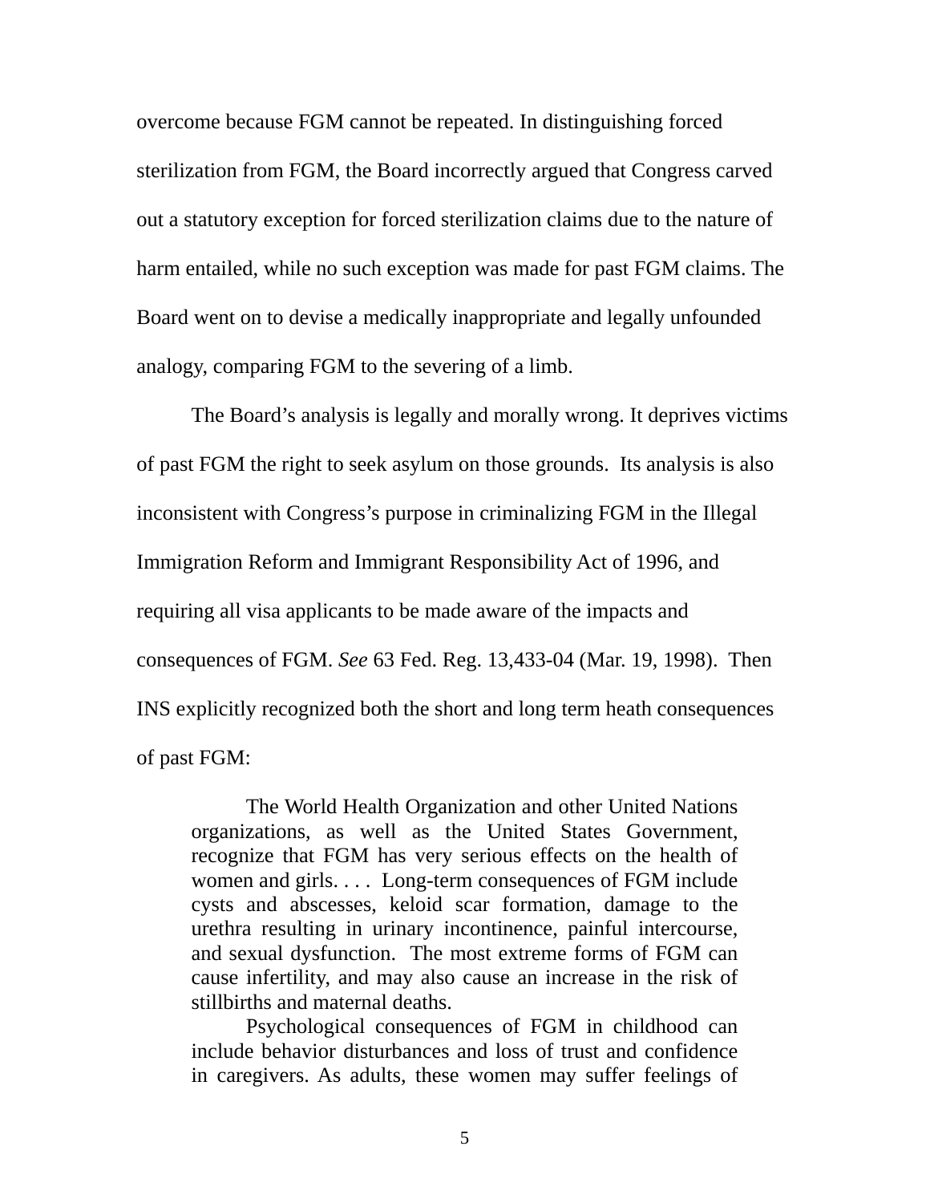overcome because FGM cannot be repeated. In distinguishing forced sterilization from FGM, the Board incorrectly argued that Congress carved out a statutory exception for forced sterilization claims due to the nature of harm entailed, while no such exception was made for past FGM claims. The Board went on to devise a medically inappropriate and legally unfounded analogy, comparing FGM to the severing of a limb.

The Board's analysis is legally and morally wrong. It deprives victims of past FGM the right to seek asylum on those grounds. Its analysis is also inconsistent with Congress's purpose in criminalizing FGM in the Illegal Immigration Reform and Immigrant Responsibility Act of 1996, and requiring all visa applicants to be made aware of the impacts and consequences of FGM. *See* 63 Fed. Reg. 13,433-04 (Mar. 19, 1998). Then INS explicitly recognized both the short and long term heath consequences of past FGM:

> The World Health Organization and other United Nations organizations, as well as the United States Government, recognize that FGM has very serious effects on the health of women and girls. . . . Long-term consequences of FGM include cysts and abscesses, keloid scar formation, damage to the urethra resulting in urinary incontinence, painful intercourse, and sexual dysfunction. The most extreme forms of FGM can cause infertility, and may also cause an increase in the risk of stillbirths and maternal deaths.
>
> Psychological consequences of FGM in childhood can include behavior disturbances and loss of trust and confidence in caregivers. As adults, these women may suffer feelings of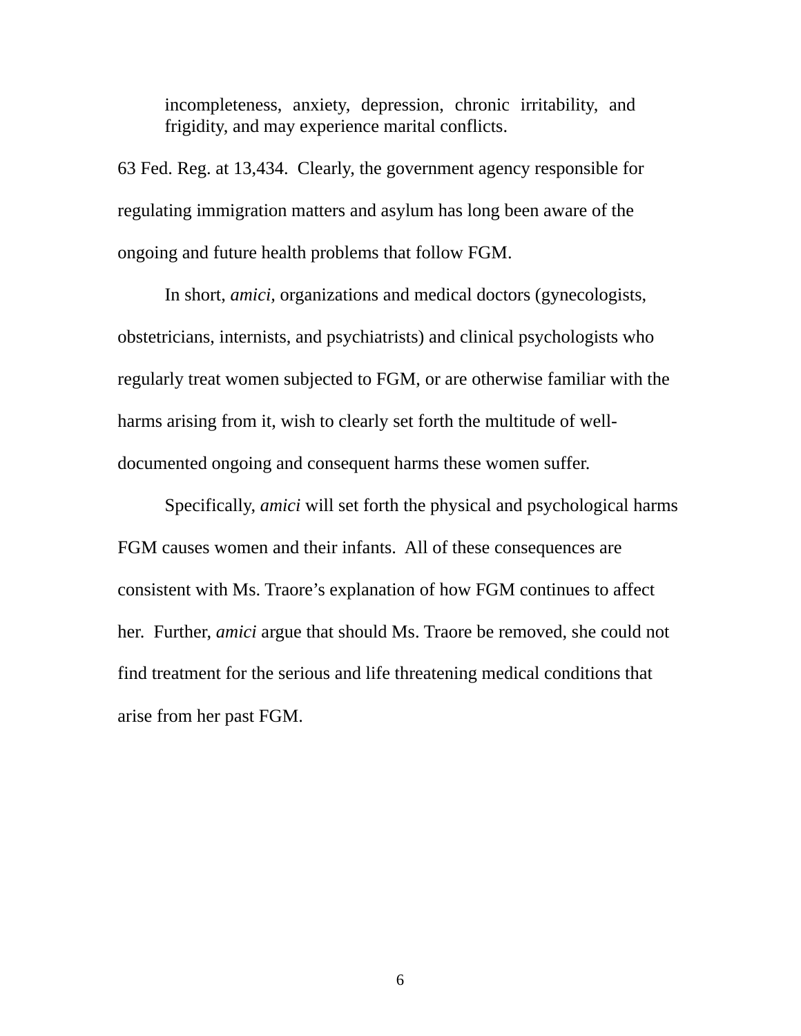> incompleteness, anxiety, depression, chronic irritability, and frigidity, and may experience marital conflicts.

63 Fed. Reg. at 13,434. Clearly, the government agency responsible for regulating immigration matters and asylum has long been aware of the ongoing and future health problems that follow FGM.

In short, *amici,* organizations and medical doctors (gynecologists, obstetricians, internists, and psychiatrists) and clinical psychologists who regularly treat women subjected to FGM, or are otherwise familiar with the harms arising from it, wish to clearly set forth the multitude of well-documented ongoing and consequent harms these women suffer.

Specifically, *amici* will set forth the physical and psychological harms FGM causes women and their infants. All of these consequences are consistent with Ms. Traore's explanation of how FGM continues to affect her. Further, *amici* argue that should Ms. Traore be removed, she could not find treatment for the serious and life threatening medical conditions that arise from her past FGM.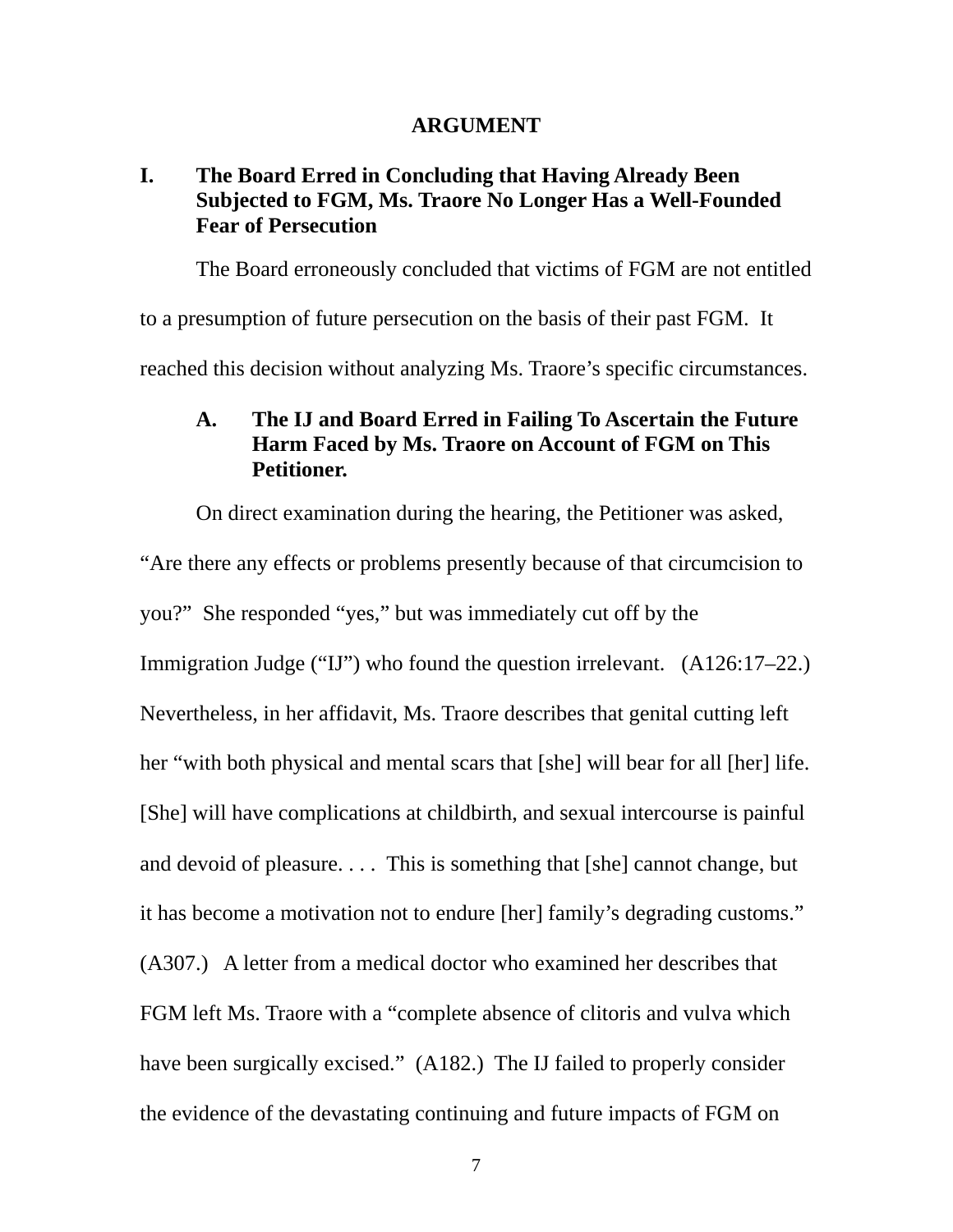## ARGUMENT

### I. The Board Erred in Concluding that Having Already Been Subjected to FGM, Ms. Traore No Longer Has a Well-Founded Fear of Persecution

The Board erroneously concluded that victims of FGM are not entitled to a presumption of future persecution on the basis of their past FGM. It reached this decision without analyzing Ms. Traore's specific circumstances.

#### A. The IJ and Board Erred in Failing To Ascertain the Future Harm Faced by Ms. Traore on Account of FGM on This Petitioner.

On direct examination during the hearing, the Petitioner was asked, "Are there any effects or problems presently because of that circumcision to you?" She responded "yes," but was immediately cut off by the Immigration Judge ("IJ") who found the question irrelevant. (A126:17–22.) Nevertheless, in her affidavit, Ms. Traore describes that genital cutting left her "with both physical and mental scars that [she] will bear for all [her] life. [She] will have complications at childbirth, and sexual intercourse is painful and devoid of pleasure. . . . This is something that [she] cannot change, but it has become a motivation not to endure [her] family's degrading customs." (A307.) A letter from a medical doctor who examined her describes that FGM left Ms. Traore with a "complete absence of clitoris and vulva which have been surgically excised." (A182.) The IJ failed to properly consider the evidence of the devastating continuing and future impacts of FGM on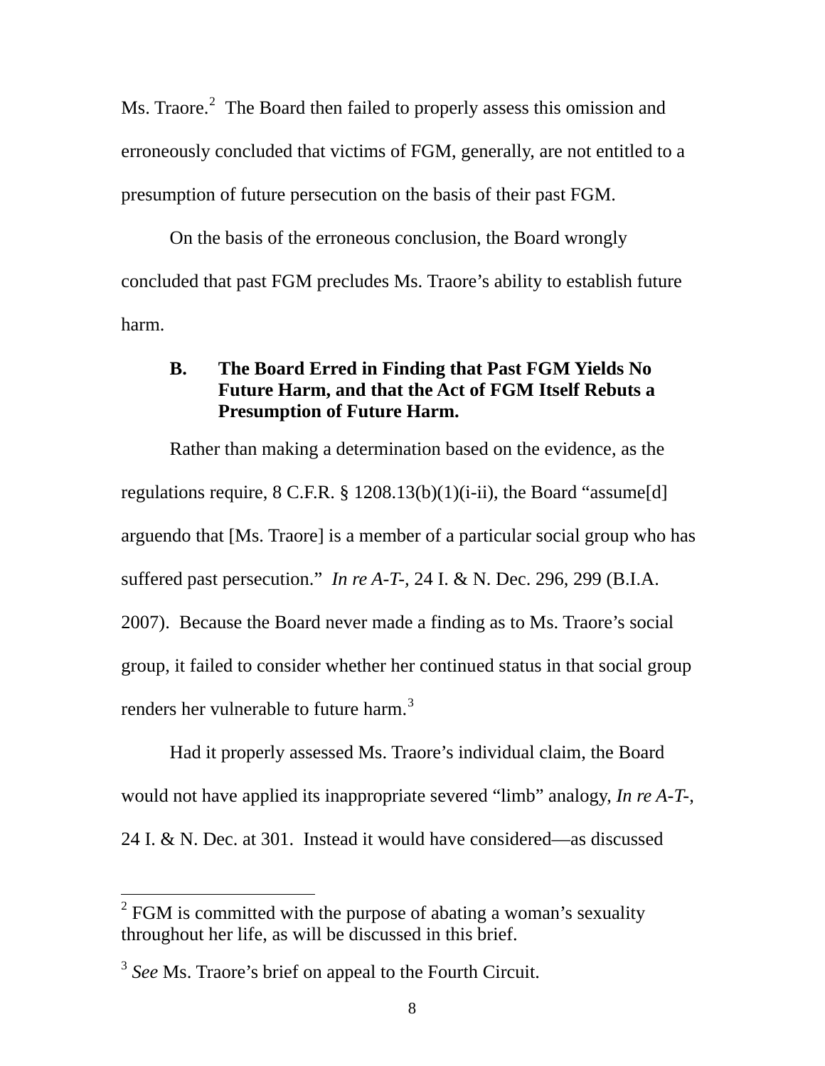Ms. Traore.[2] The Board then failed to properly assess this omission and erroneously concluded that victims of FGM, generally, are not entitled to a presumption of future persecution on the basis of their past FGM.

On the basis of the erroneous conclusion, the Board wrongly concluded that past FGM precludes Ms. Traore's ability to establish future harm.

### B. The Board Erred in Finding that Past FGM Yields No Future Harm, and that the Act of FGM Itself Rebuts a Presumption of Future Harm.

Rather than making a determination based on the evidence, as the regulations require, 8 C.F.R. § 1208.13(b)(1)(i-ii), the Board "assume[d] arguendo that [Ms. Traore] is a member of a particular social group who has suffered past persecution." *In re A-T-*, 24 I. & N. Dec. 296, 299 (B.I.A. 2007). Because the Board never made a finding as to Ms. Traore's social group, it failed to consider whether her continued status in that social group renders her vulnerable to future harm.[3]

Had it properly assessed Ms. Traore's individual claim, the Board would not have applied its inappropriate severed "limb" analogy, *In re A-T-*, 24 I. & N. Dec. at 301. Instead it would have considered—as discussed

---

[2] FGM is committed with the purpose of abating a woman's sexuality throughout her life, as will be discussed in this brief.

[3] *See* Ms. Traore's brief on appeal to the Fourth Circuit.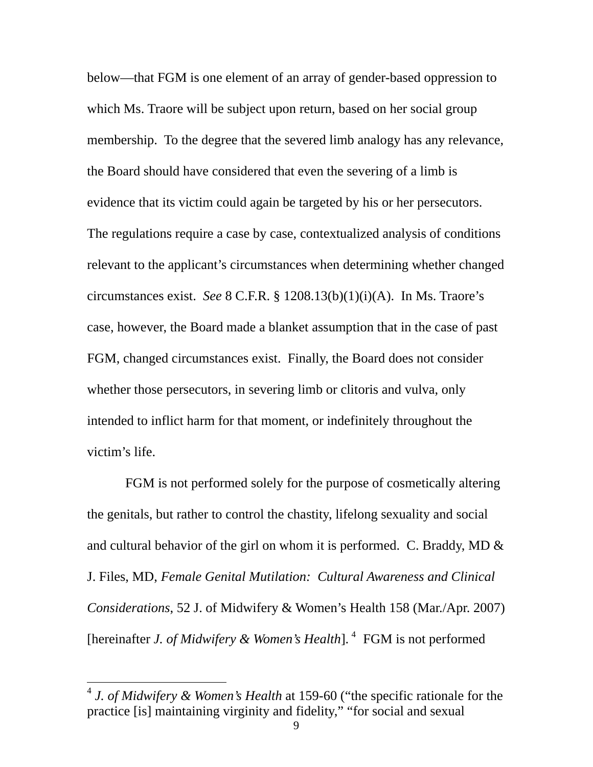below—that FGM is one element of an array of gender-based oppression to which Ms. Traore will be subject upon return, based on her social group membership. To the degree that the severed limb analogy has any relevance, the Board should have considered that even the severing of a limb is evidence that its victim could again be targeted by his or her persecutors. The regulations require a case by case, contextualized analysis of conditions relevant to the applicant's circumstances when determining whether changed circumstances exist. *See* 8 C.F.R. § 1208.13(b)(1)(i)(A). In Ms. Traore's case, however, the Board made a blanket assumption that in the case of past FGM, changed circumstances exist. Finally, the Board does not consider whether those persecutors, in severing limb or clitoris and vulva, only intended to inflict harm for that moment, or indefinitely throughout the victim's life.

FGM is not performed solely for the purpose of cosmetically altering the genitals, but rather to control the chastity, lifelong sexuality and social and cultural behavior of the girl on whom it is performed. C. Braddy, MD & J. Files, MD, *Female Genital Mutilation: Cultural Awareness and Clinical Considerations*, 52 J. of Midwifery & Women's Health 158 (Mar./Apr. 2007) [hereinafter *J. of Midwifery & Women's Health*].[4] FGM is not performed

[4] *J. of Midwifery & Women's Health* at 159-60 ("the specific rationale for the practice [is] maintaining virginity and fidelity," "for social and sexual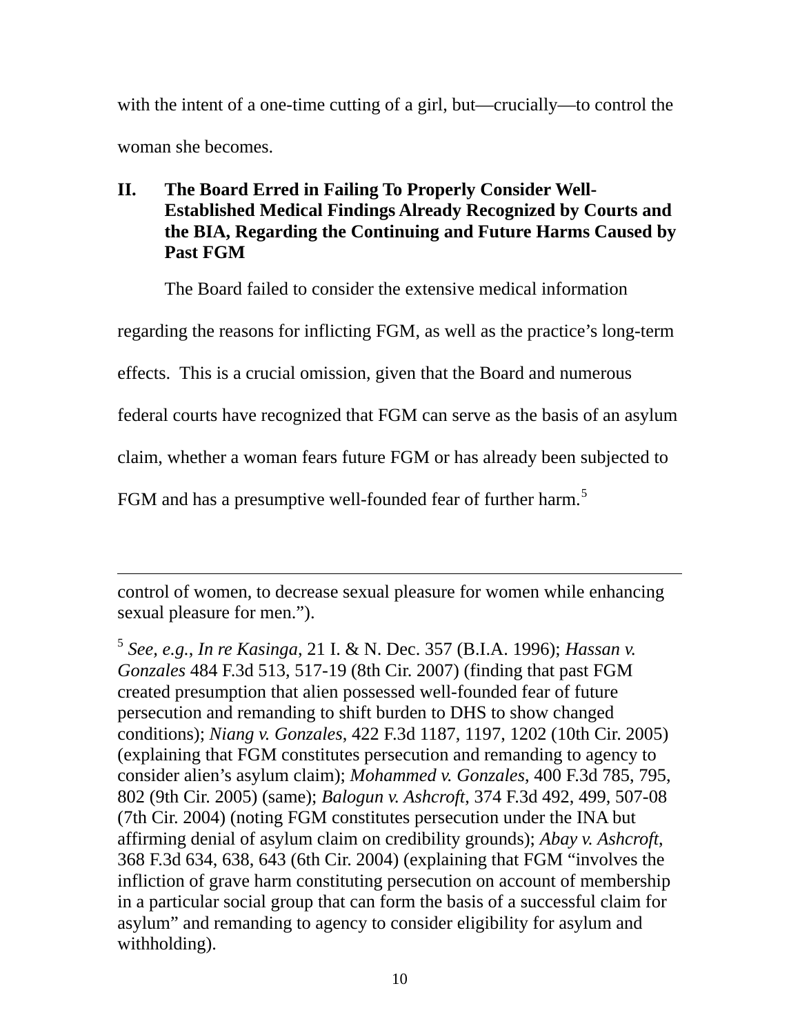with the intent of a one-time cutting of a girl, but—crucially—to control the woman she becomes.

## II. The Board Erred in Failing To Properly Consider Well-Established Medical Findings Already Recognized by Courts and the BIA, Regarding the Continuing and Future Harms Caused by Past FGM

The Board failed to consider the extensive medical information regarding the reasons for inflicting FGM, as well as the practice's long-term effects. This is a crucial omission, given that the Board and numerous federal courts have recognized that FGM can serve as the basis of an asylum claim, whether a woman fears future FGM or has already been subjected to FGM and has a presumptive well-founded fear of further harm.[5]

---

control of women, to decrease sexual pleasure for women while enhancing sexual pleasure for men.").

[5] *See, e.g.*, *In re Kasinga*, 21 I. & N. Dec. 357 (B.I.A. 1996); *Hassan v. Gonzales* 484 F.3d 513, 517-19 (8th Cir. 2007) (finding that past FGM created presumption that alien possessed well-founded fear of future persecution and remanding to shift burden to DHS to show changed conditions); *Niang v. Gonzales*, 422 F.3d 1187, 1197, 1202 (10th Cir. 2005) (explaining that FGM constitutes persecution and remanding to agency to consider alien's asylum claim); *Mohammed v. Gonzales*, 400 F.3d 785, 795, 802 (9th Cir. 2005) (same); *Balogun v. Ashcroft*, 374 F.3d 492, 499, 507-08 (7th Cir. 2004) (noting FGM constitutes persecution under the INA but affirming denial of asylum claim on credibility grounds); *Abay v. Ashcroft*, 368 F.3d 634, 638, 643 (6th Cir. 2004) (explaining that FGM "involves the infliction of grave harm constituting persecution on account of membership in a particular social group that can form the basis of a successful claim for asylum" and remanding to agency to consider eligibility for asylum and withholding).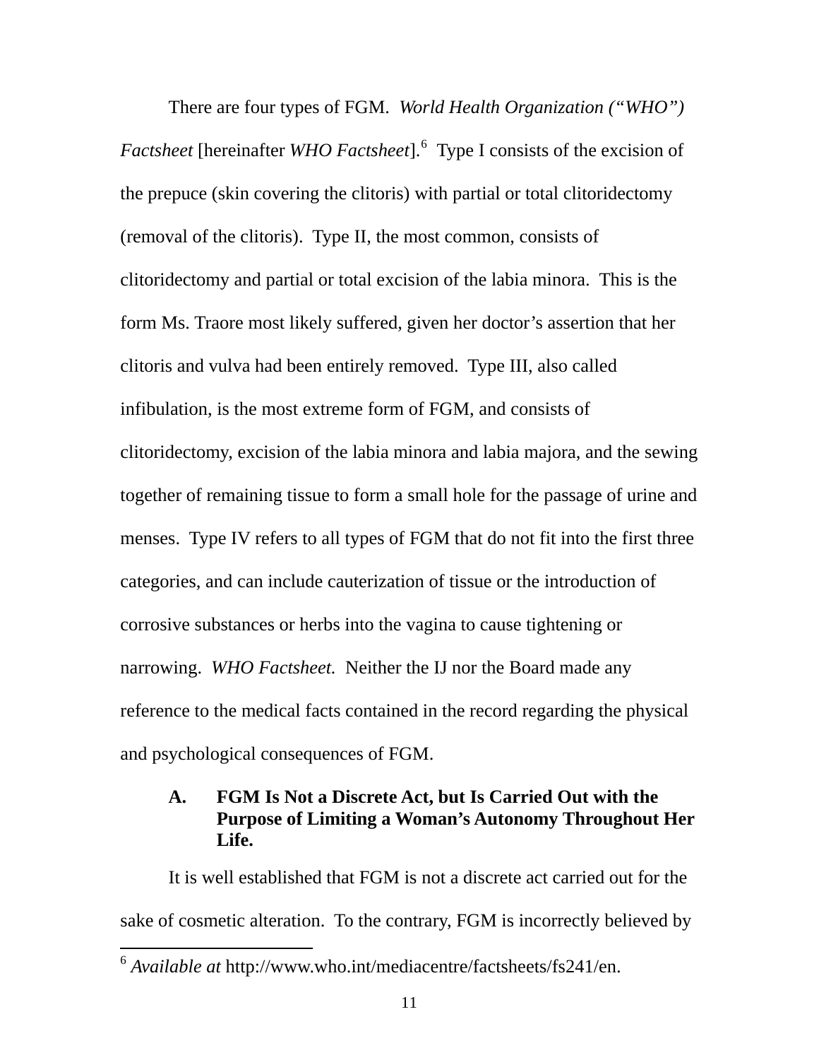There are four types of FGM. *World Health Organization ("WHO") Factsheet* [hereinafter *WHO Factsheet*].[6] Type I consists of the excision of the prepuce (skin covering the clitoris) with partial or total clitoridectomy (removal of the clitoris). Type II, the most common, consists of clitoridectomy and partial or total excision of the labia minora. This is the form Ms. Traore most likely suffered, given her doctor's assertion that her clitoris and vulva had been entirely removed. Type III, also called infibulation, is the most extreme form of FGM, and consists of clitoridectomy, excision of the labia minora and labia majora, and the sewing together of remaining tissue to form a small hole for the passage of urine and menses. Type IV refers to all types of FGM that do not fit into the first three categories, and can include cauterization of tissue or the introduction of corrosive substances or herbs into the vagina to cause tightening or narrowing. *WHO Factsheet.* Neither the IJ nor the Board made any reference to the medical facts contained in the record regarding the physical and psychological consequences of FGM.

### A. FGM Is Not a Discrete Act, but Is Carried Out with the Purpose of Limiting a Woman's Autonomy Throughout Her Life.

It is well established that FGM is not a discrete act carried out for the sake of cosmetic alteration. To the contrary, FGM is incorrectly believed by

---

[6] *Available at* http://www.who.int/mediacentre/factsheets/fs241/en.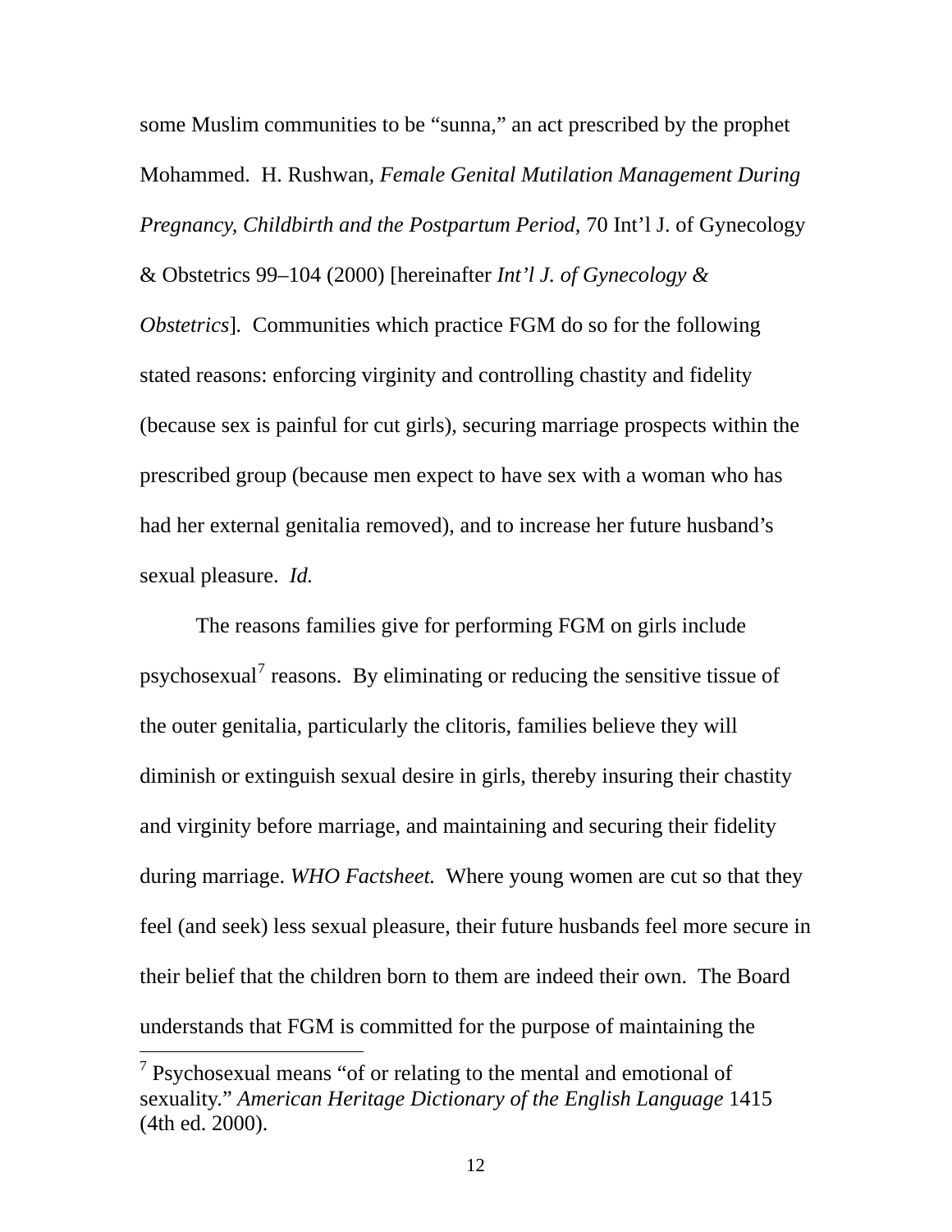some Muslim communities to be "sunna," an act prescribed by the prophet Mohammed. H. Rushwan, *Female Genital Mutilation Management During Pregnancy, Childbirth and the Postpartum Period*, 70 Int'l J. of Gynecology & Obstetrics 99–104 (2000) [hereinafter *Int'l J. of Gynecology & Obstetrics*]. Communities which practice FGM do so for the following stated reasons: enforcing virginity and controlling chastity and fidelity (because sex is painful for cut girls), securing marriage prospects within the prescribed group (because men expect to have sex with a woman who has had her external genitalia removed), and to increase her future husband's sexual pleasure. *Id.*

The reasons families give for performing FGM on girls include psychosexual[7] reasons. By eliminating or reducing the sensitive tissue of the outer genitalia, particularly the clitoris, families believe they will diminish or extinguish sexual desire in girls, thereby insuring their chastity and virginity before marriage, and maintaining and securing their fidelity during marriage. *WHO Factsheet.* Where young women are cut so that they feel (and seek) less sexual pleasure, their future husbands feel more secure in their belief that the children born to them are indeed their own. The Board understands that FGM is committed for the purpose of maintaining the

[7] Psychosexual means "of or relating to the mental and emotional of sexuality." *American Heritage Dictionary of the English Language* 1415 (4th ed. 2000).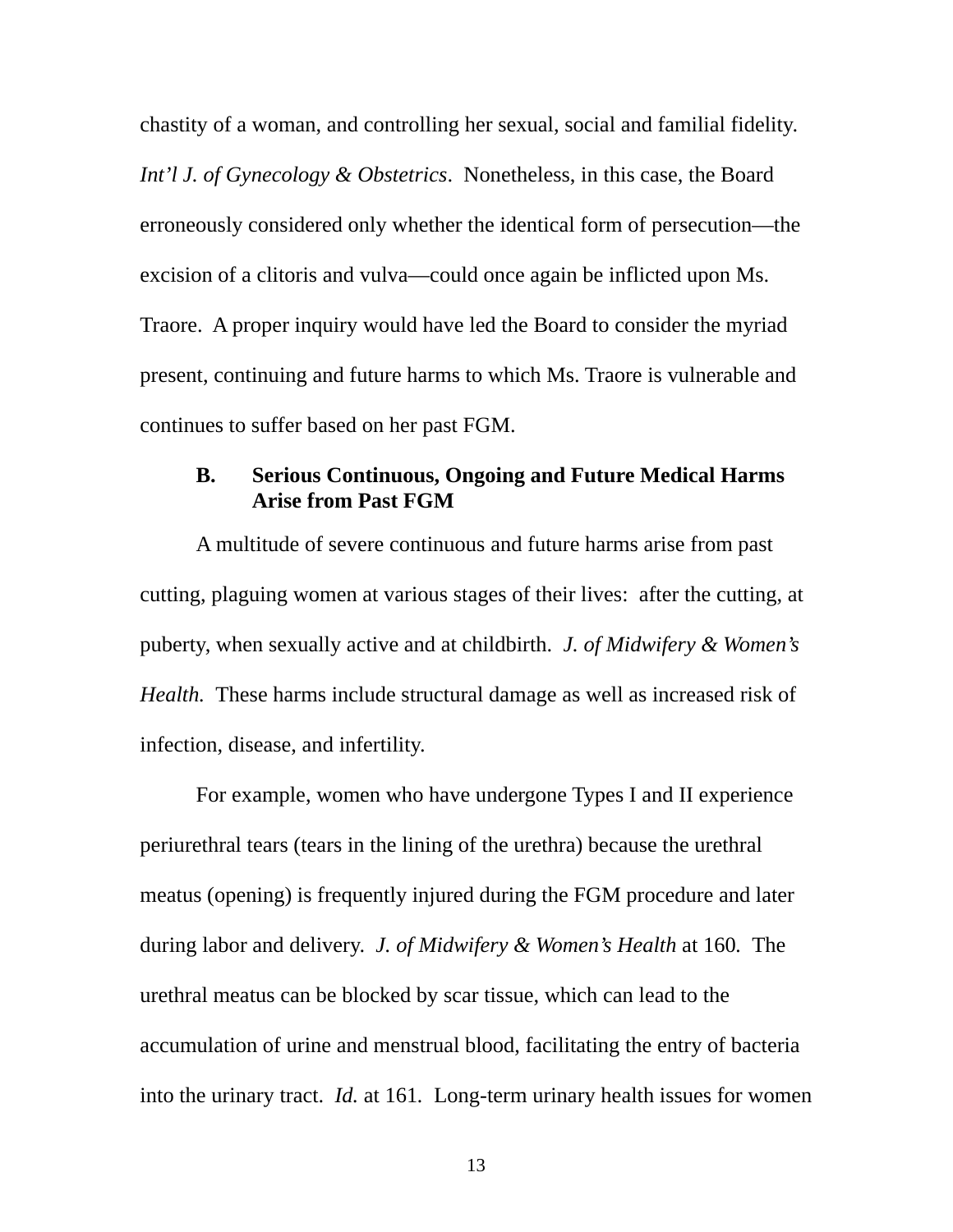chastity of a woman, and controlling her sexual, social and familial fidelity. *Int'l J. of Gynecology & Obstetrics*. Nonetheless, in this case, the Board erroneously considered only whether the identical form of persecution—the excision of a clitoris and vulva—could once again be inflicted upon Ms. Traore. A proper inquiry would have led the Board to consider the myriad present, continuing and future harms to which Ms. Traore is vulnerable and continues to suffer based on her past FGM.

### B. Serious Continuous, Ongoing and Future Medical Harms Arise from Past FGM

A multitude of severe continuous and future harms arise from past cutting, plaguing women at various stages of their lives: after the cutting, at puberty, when sexually active and at childbirth. *J. of Midwifery & Women's Health.* These harms include structural damage as well as increased risk of infection, disease, and infertility.

For example, women who have undergone Types I and II experience periurethral tears (tears in the lining of the urethra) because the urethral meatus (opening) is frequently injured during the FGM procedure and later during labor and delivery. *J. of Midwifery & Women's Health* at 160. The urethral meatus can be blocked by scar tissue, which can lead to the accumulation of urine and menstrual blood, facilitating the entry of bacteria into the urinary tract. *Id.* at 161. Long-term urinary health issues for women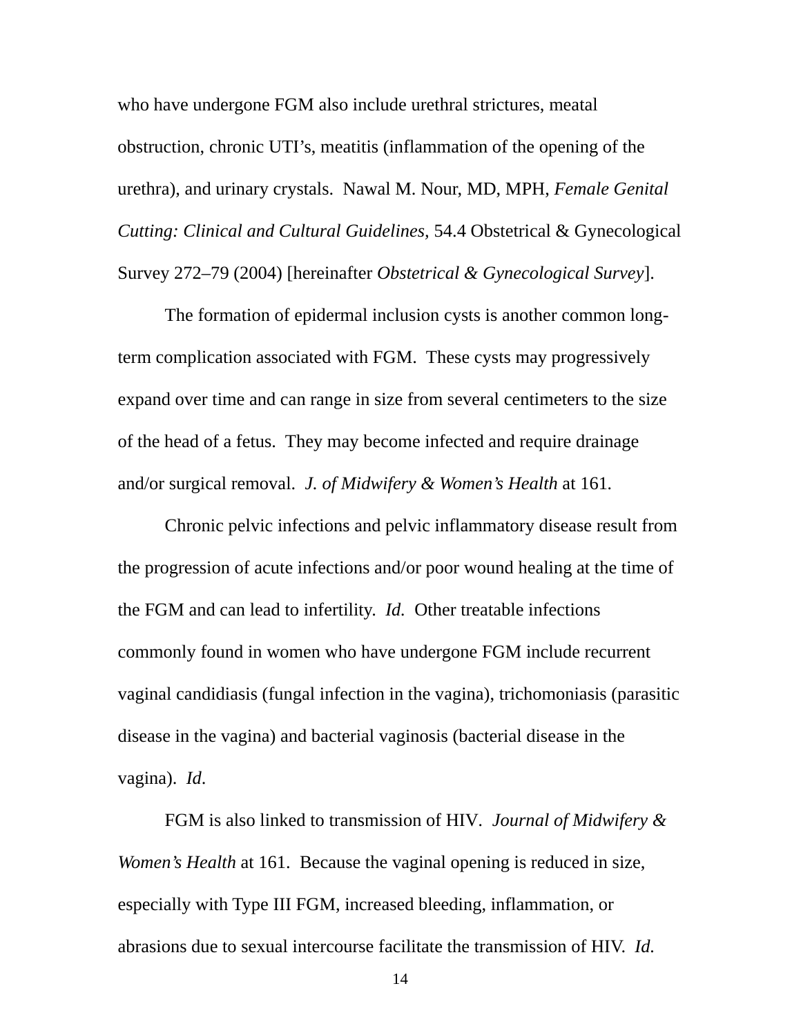who have undergone FGM also include urethral strictures, meatal obstruction, chronic UTI's, meatitis (inflammation of the opening of the urethra), and urinary crystals. Nawal M. Nour, MD, MPH, *Female Genital Cutting: Clinical and Cultural Guidelines*, 54.4 Obstetrical & Gynecological Survey 272–79 (2004) [hereinafter *Obstetrical & Gynecological Survey*].

The formation of epidermal inclusion cysts is another common long-term complication associated with FGM. These cysts may progressively expand over time and can range in size from several centimeters to the size of the head of a fetus. They may become infected and require drainage and/or surgical removal. *J. of Midwifery & Women's Health* at 161.

Chronic pelvic infections and pelvic inflammatory disease result from the progression of acute infections and/or poor wound healing at the time of the FGM and can lead to infertility. *Id.* Other treatable infections commonly found in women who have undergone FGM include recurrent vaginal candidiasis (fungal infection in the vagina), trichomoniasis (parasitic disease in the vagina) and bacterial vaginosis (bacterial disease in the vagina). *Id*.

FGM is also linked to transmission of HIV. *Journal of Midwifery & Women's Health* at 161. Because the vaginal opening is reduced in size, especially with Type III FGM, increased bleeding, inflammation, or abrasions due to sexual intercourse facilitate the transmission of HIV. *Id.*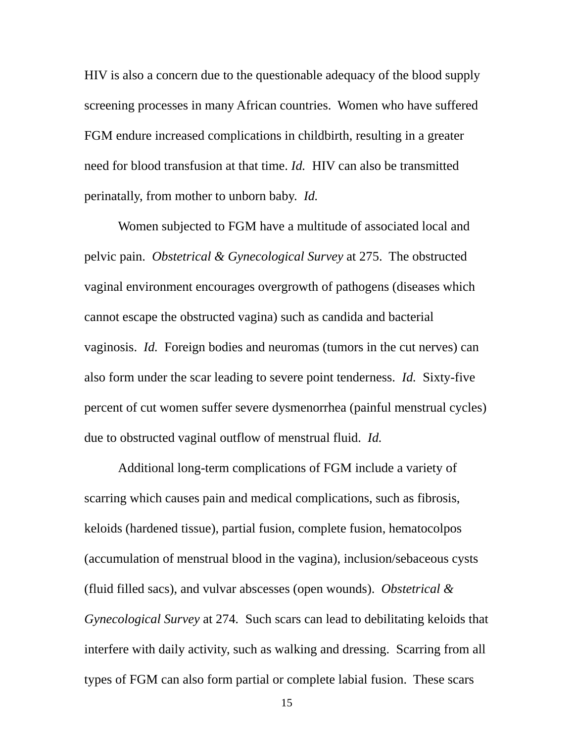HIV is also a concern due to the questionable adequacy of the blood supply screening processes in many African countries. Women who have suffered FGM endure increased complications in childbirth, resulting in a greater need for blood transfusion at that time. *Id.* HIV can also be transmitted perinatally, from mother to unborn baby. *Id.*

Women subjected to FGM have a multitude of associated local and pelvic pain. *Obstetrical & Gynecological Survey* at 275. The obstructed vaginal environment encourages overgrowth of pathogens (diseases which cannot escape the obstructed vagina) such as candida and bacterial vaginosis. *Id.* Foreign bodies and neuromas (tumors in the cut nerves) can also form under the scar leading to severe point tenderness. *Id.* Sixty-five percent of cut women suffer severe dysmenorrhea (painful menstrual cycles) due to obstructed vaginal outflow of menstrual fluid. *Id.*

Additional long-term complications of FGM include a variety of scarring which causes pain and medical complications, such as fibrosis, keloids (hardened tissue), partial fusion, complete fusion, hematocolpos (accumulation of menstrual blood in the vagina), inclusion/sebaceous cysts (fluid filled sacs), and vulvar abscesses (open wounds). *Obstetrical & Gynecological Survey* at 274. Such scars can lead to debilitating keloids that interfere with daily activity, such as walking and dressing. Scarring from all types of FGM can also form partial or complete labial fusion. These scars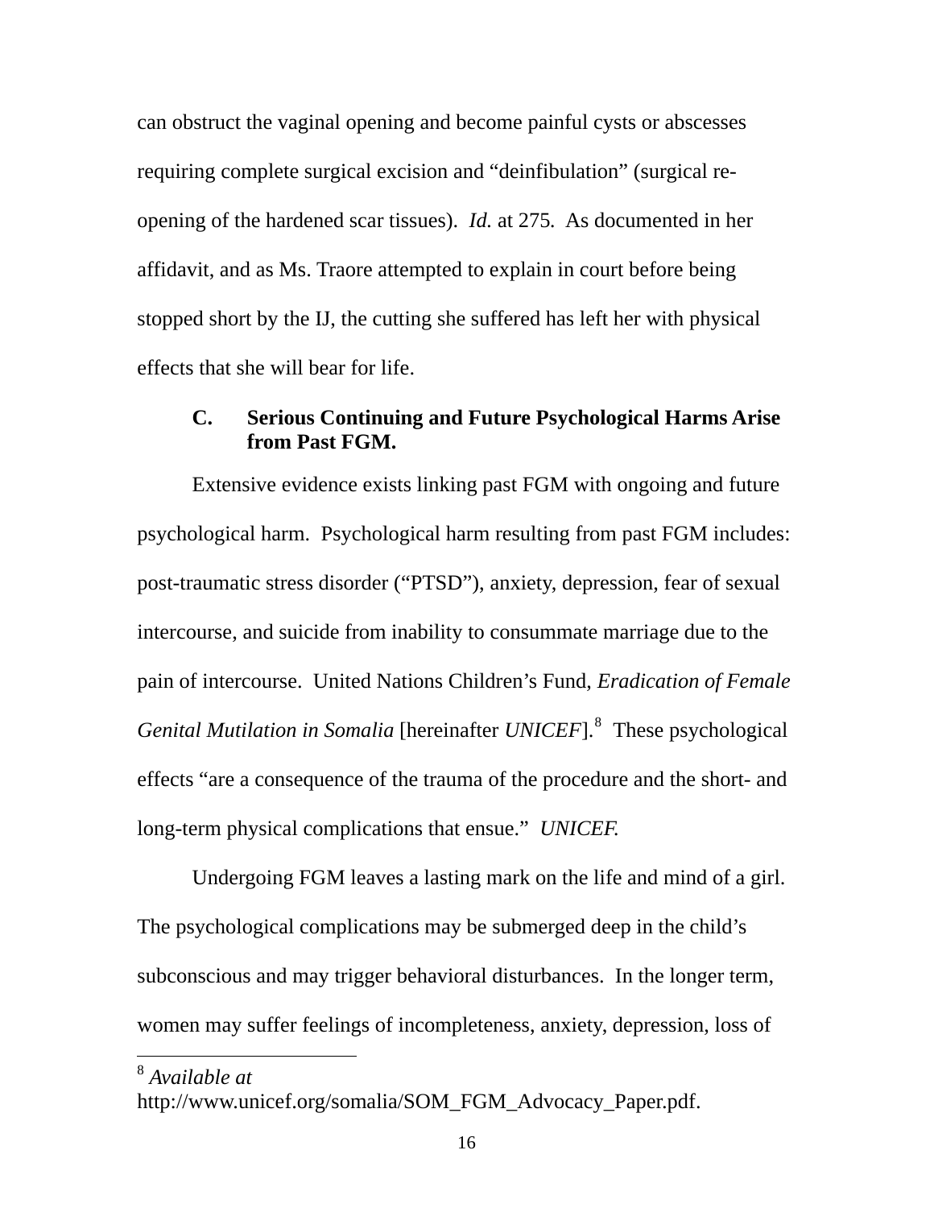can obstruct the vaginal opening and become painful cysts or abscesses requiring complete surgical excision and "deinfibulation" (surgical re-opening of the hardened scar tissues). *Id.* at 275. As documented in her affidavit, and as Ms. Traore attempted to explain in court before being stopped short by the IJ, the cutting she suffered has left her with physical effects that she will bear for life.

### C. Serious Continuing and Future Psychological Harms Arise from Past FGM.

Extensive evidence exists linking past FGM with ongoing and future psychological harm. Psychological harm resulting from past FGM includes: post-traumatic stress disorder ("PTSD"), anxiety, depression, fear of sexual intercourse, and suicide from inability to consummate marriage due to the pain of intercourse. United Nations Children's Fund, *Eradication of Female Genital Mutilation in Somalia* [hereinafter *UNICEF*].[8] These psychological effects "are a consequence of the trauma of the procedure and the short- and long-term physical complications that ensue." *UNICEF.*

Undergoing FGM leaves a lasting mark on the life and mind of a girl. The psychological complications may be submerged deep in the child's subconscious and may trigger behavioral disturbances. In the longer term, women may suffer feelings of incompleteness, anxiety, depression, loss of

---

[8] *Available at* http://www.unicef.org/somalia/SOM_FGM_Advocacy_Paper.pdf.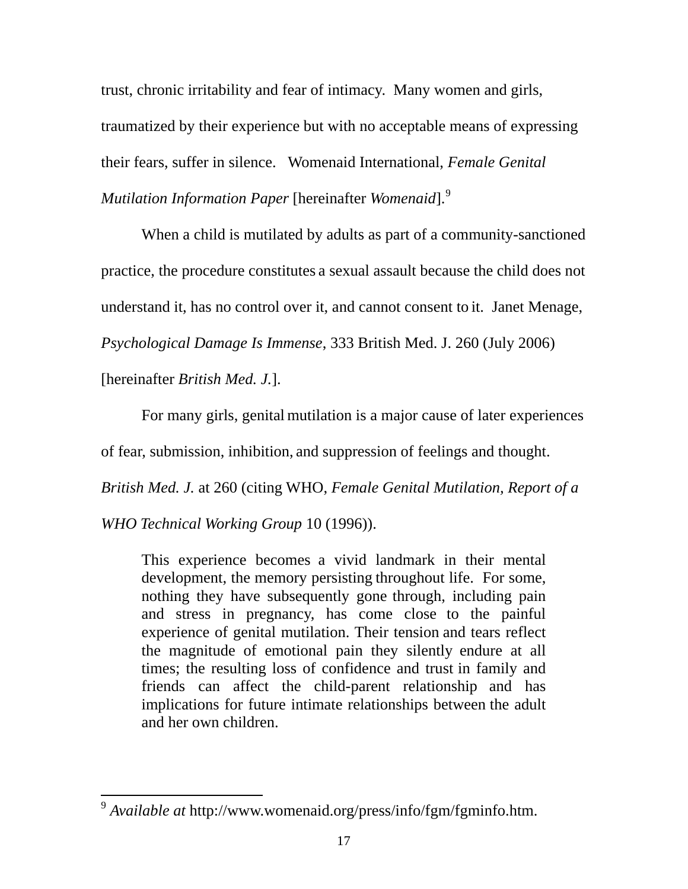trust, chronic irritability and fear of intimacy. Many women and girls, traumatized by their experience but with no acceptable means of expressing their fears, suffer in silence. Womenaid International, *Female Genital Mutilation Information Paper* [hereinafter *Womenaid*].[9]

When a child is mutilated by adults as part of a community-sanctioned practice, the procedure constitutes a sexual assault because the child does not understand it, has no control over it, and cannot consent to it. Janet Menage, *Psychological Damage Is Immense*, 333 British Med. J. 260 (July 2006) [hereinafter *British Med. J.*].

For many girls, genital mutilation is a major cause of later experiences of fear, submission, inhibition, and suppression of feelings and thought. *British Med. J.* at 260 (citing WHO, *Female Genital Mutilation, Report of a WHO Technical Working Group* 10 (1996)).

> This experience becomes a vivid landmark in their mental development, the memory persisting throughout life. For some, nothing they have subsequently gone through, including pain and stress in pregnancy, has come close to the painful experience of genital mutilation. Their tension and tears reflect the magnitude of emotional pain they silently endure at all times; the resulting loss of confidence and trust in family and friends can affect the child-parent relationship and has implications for future intimate relationships between the adult and her own children.

---

[9] *Available at* http://www.womenaid.org/press/info/fgm/fgminfo.htm.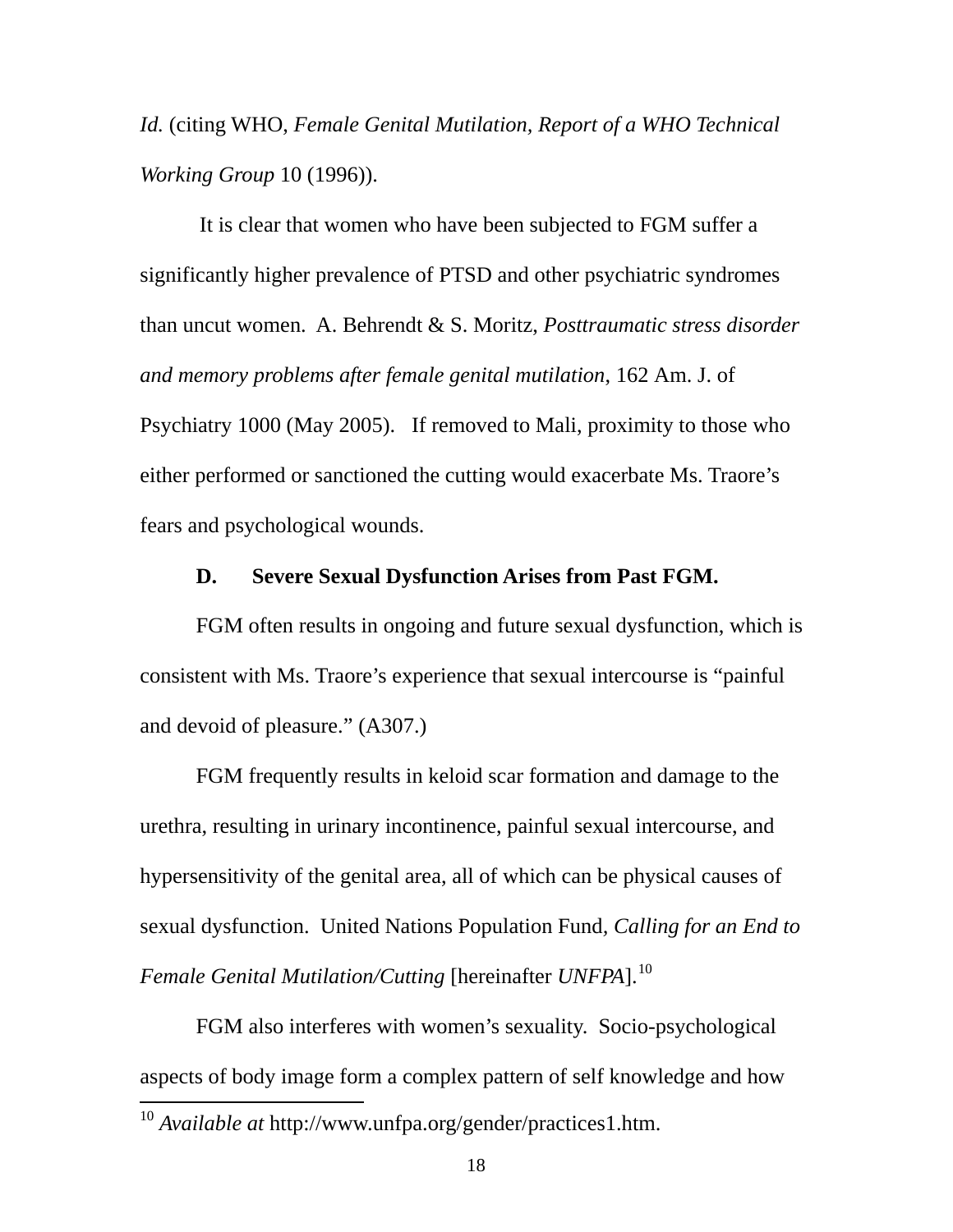*Id.* (citing WHO, *Female Genital Mutilation, Report of a WHO Technical Working Group* 10 (1996)).

It is clear that women who have been subjected to FGM suffer a significantly higher prevalence of PTSD and other psychiatric syndromes than uncut women. A. Behrendt & S. Moritz, *Posttraumatic stress disorder and memory problems after female genital mutilation*, 162 Am. J. of Psychiatry 1000 (May 2005). If removed to Mali, proximity to those who either performed or sanctioned the cutting would exacerbate Ms. Traore's fears and psychological wounds.

### D. Severe Sexual Dysfunction Arises from Past FGM.

FGM often results in ongoing and future sexual dysfunction, which is consistent with Ms. Traore's experience that sexual intercourse is "painful and devoid of pleasure." (A307.)

FGM frequently results in keloid scar formation and damage to the urethra, resulting in urinary incontinence, painful sexual intercourse, and hypersensitivity of the genital area, all of which can be physical causes of sexual dysfunction. United Nations Population Fund, *Calling for an End to Female Genital Mutilation/Cutting* [hereinafter *UNFPA*].[10]

FGM also interferes with women's sexuality. Socio-psychological aspects of body image form a complex pattern of self knowledge and how

[10] *Available at* http://www.unfpa.org/gender/practices1.htm.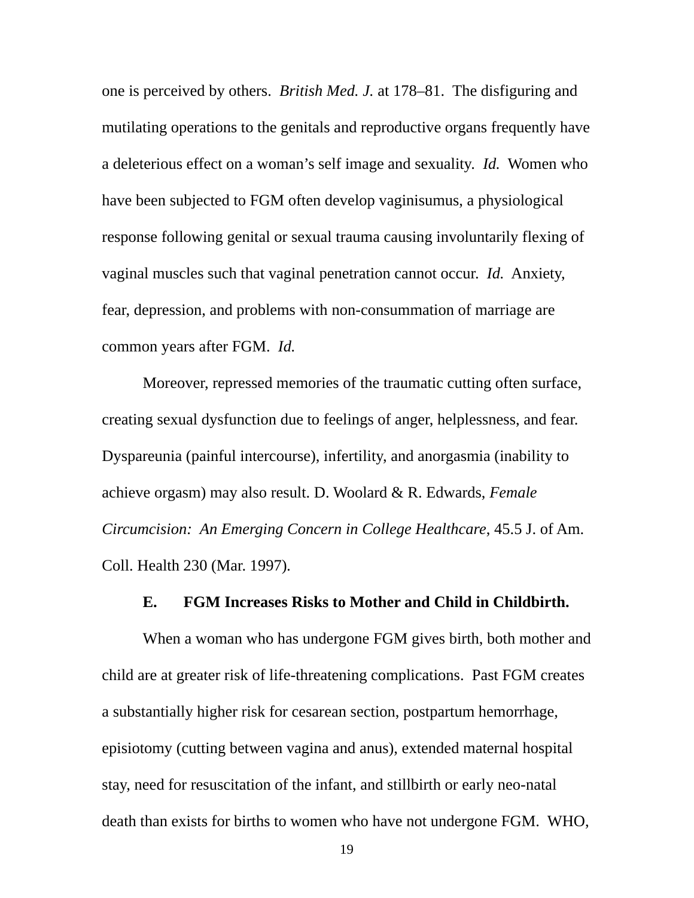one is perceived by others. *British Med. J.* at 178–81. The disfiguring and mutilating operations to the genitals and reproductive organs frequently have a deleterious effect on a woman's self image and sexuality. *Id.* Women who have been subjected to FGM often develop vaginisumus, a physiological response following genital or sexual trauma causing involuntarily flexing of vaginal muscles such that vaginal penetration cannot occur. *Id.* Anxiety, fear, depression, and problems with non-consummation of marriage are common years after FGM. *Id.*

Moreover, repressed memories of the traumatic cutting often surface, creating sexual dysfunction due to feelings of anger, helplessness, and fear. Dyspareunia (painful intercourse), infertility, and anorgasmia (inability to achieve orgasm) may also result. D. Woolard & R. Edwards, *Female Circumcision: An Emerging Concern in College Healthcare*, 45.5 J. of Am. Coll. Health 230 (Mar. 1997).

### E. FGM Increases Risks to Mother and Child in Childbirth.

When a woman who has undergone FGM gives birth, both mother and child are at greater risk of life-threatening complications. Past FGM creates a substantially higher risk for cesarean section, postpartum hemorrhage, episiotomy (cutting between vagina and anus), extended maternal hospital stay, need for resuscitation of the infant, and stillbirth or early neo-natal death than exists for births to women who have not undergone FGM. WHO,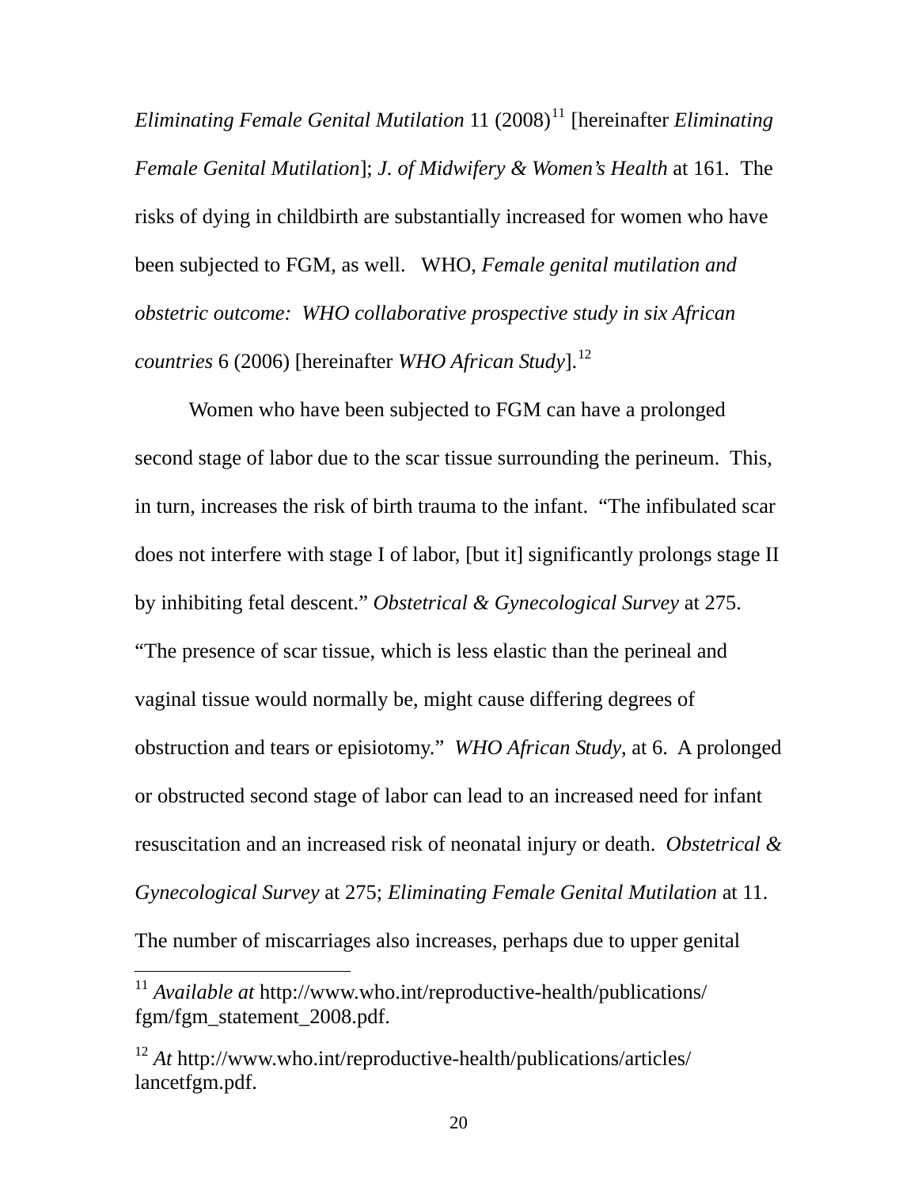*Eliminating Female Genital Mutilation* 11 (2008)[11] [hereinafter *Eliminating Female Genital Mutilation*]; *J. of Midwifery & Women's Health* at 161. The risks of dying in childbirth are substantially increased for women who have been subjected to FGM, as well. WHO, *Female genital mutilation and obstetric outcome: WHO collaborative prospective study in six African countries* 6 (2006) [hereinafter *WHO African Study*].[12]

Women who have been subjected to FGM can have a prolonged second stage of labor due to the scar tissue surrounding the perineum. This, in turn, increases the risk of birth trauma to the infant. "The infibulated scar does not interfere with stage I of labor, [but it] significantly prolongs stage II by inhibiting fetal descent." *Obstetrical & Gynecological Survey* at 275. "The presence of scar tissue, which is less elastic than the perineal and vaginal tissue would normally be, might cause differing degrees of obstruction and tears or episiotomy." *WHO African Study*, at 6. A prolonged or obstructed second stage of labor can lead to an increased need for infant resuscitation and an increased risk of neonatal injury or death. *Obstetrical & Gynecological Survey* at 275; *Eliminating Female Genital Mutilation* at 11. The number of miscarriages also increases, perhaps due to upper genital

---

[11] *Available at* http://www.who.int/reproductive-health/publications/fgm/fgm_statement_2008.pdf.

[12] *At* http://www.who.int/reproductive-health/publications/articles/lancetfgm.pdf.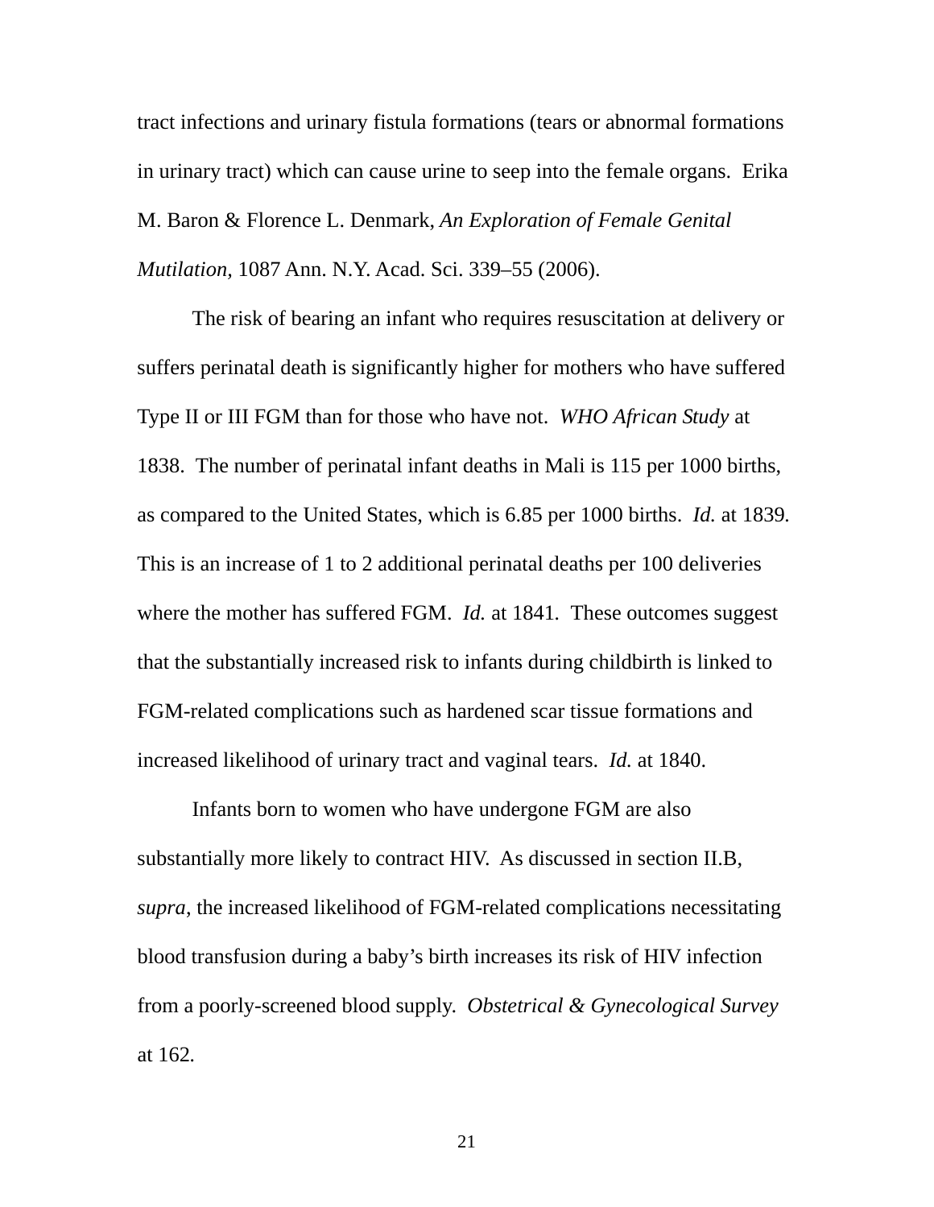tract infections and urinary fistula formations (tears or abnormal formations in urinary tract) which can cause urine to seep into the female organs. Erika M. Baron & Florence L. Denmark, *An Exploration of Female Genital Mutilation*, 1087 Ann. N.Y. Acad. Sci. 339–55 (2006).

The risk of bearing an infant who requires resuscitation at delivery or suffers perinatal death is significantly higher for mothers who have suffered Type II or III FGM than for those who have not. *WHO African Study* at 1838. The number of perinatal infant deaths in Mali is 115 per 1000 births, as compared to the United States, which is 6.85 per 1000 births. *Id.* at 1839. This is an increase of 1 to 2 additional perinatal deaths per 100 deliveries where the mother has suffered FGM. *Id.* at 1841. These outcomes suggest that the substantially increased risk to infants during childbirth is linked to FGM-related complications such as hardened scar tissue formations and increased likelihood of urinary tract and vaginal tears. *Id.* at 1840.

Infants born to women who have undergone FGM are also substantially more likely to contract HIV. As discussed in section II.B, *supra*, the increased likelihood of FGM-related complications necessitating blood transfusion during a baby's birth increases its risk of HIV infection from a poorly-screened blood supply. *Obstetrical & Gynecological Survey* at 162.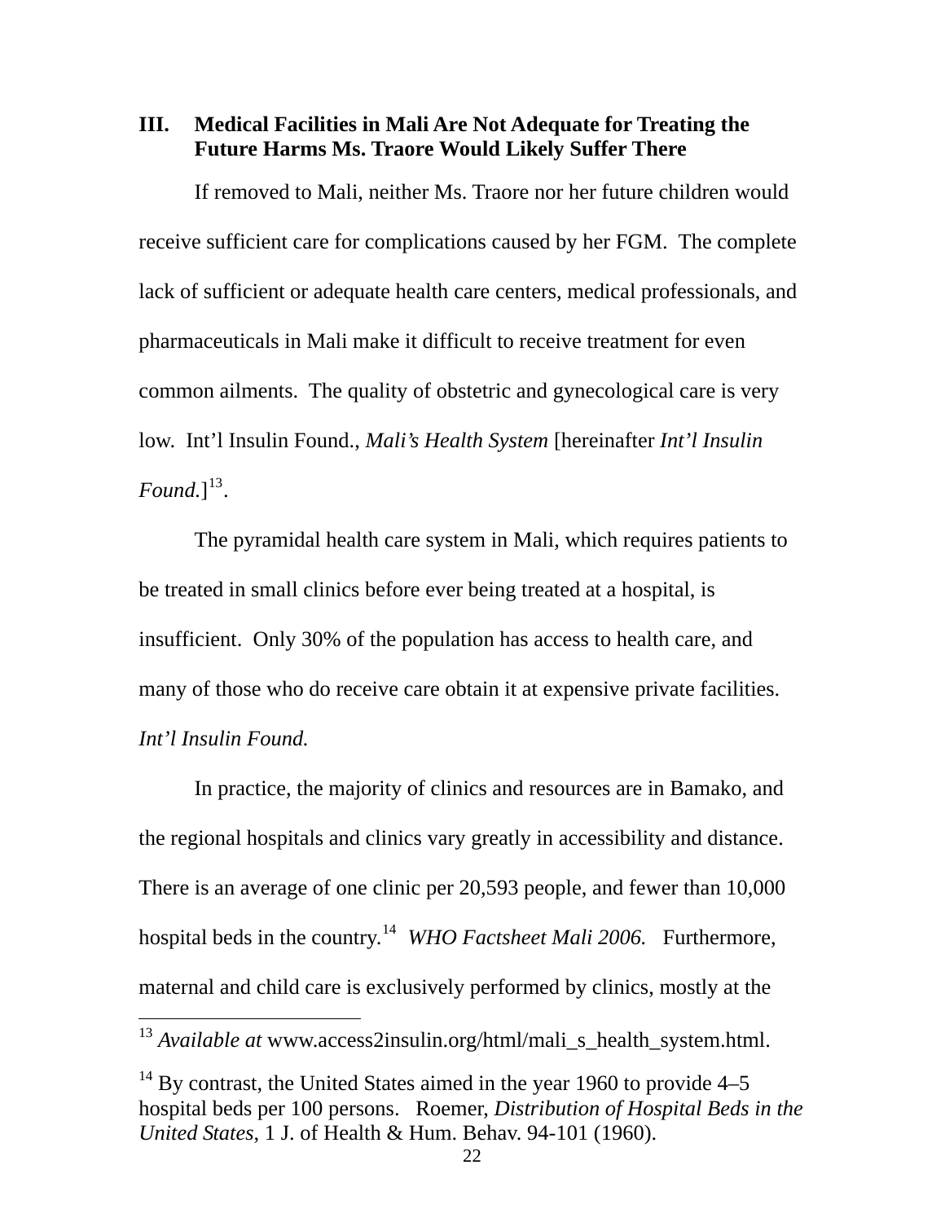### III. Medical Facilities in Mali Are Not Adequate for Treating the Future Harms Ms. Traore Would Likely Suffer There

If removed to Mali, neither Ms. Traore nor her future children would receive sufficient care for complications caused by her FGM. The complete lack of sufficient or adequate health care centers, medical professionals, and pharmaceuticals in Mali make it difficult to receive treatment for even common ailments. The quality of obstetric and gynecological care is very low. Int'l Insulin Found., *Mali's Health System* [hereinafter *Int'l Insulin Found.*][13].

The pyramidal health care system in Mali, which requires patients to be treated in small clinics before ever being treated at a hospital, is insufficient. Only 30% of the population has access to health care, and many of those who do receive care obtain it at expensive private facilities. *Int'l Insulin Found.*

In practice, the majority of clinics and resources are in Bamako, and the regional hospitals and clinics vary greatly in accessibility and distance. There is an average of one clinic per 20,593 people, and fewer than 10,000 hospital beds in the country.[14] *WHO Factsheet Mali 2006.* Furthermore, maternal and child care is exclusively performed by clinics, mostly at the

---

[13] *Available at* www.access2insulin.org/html/mali_s_health_system.html.

[14] By contrast, the United States aimed in the year 1960 to provide 4–5 hospital beds per 100 persons. Roemer, *Distribution of Hospital Beds in the United States*, 1 J. of Health & Hum. Behav. 94-101 (1960).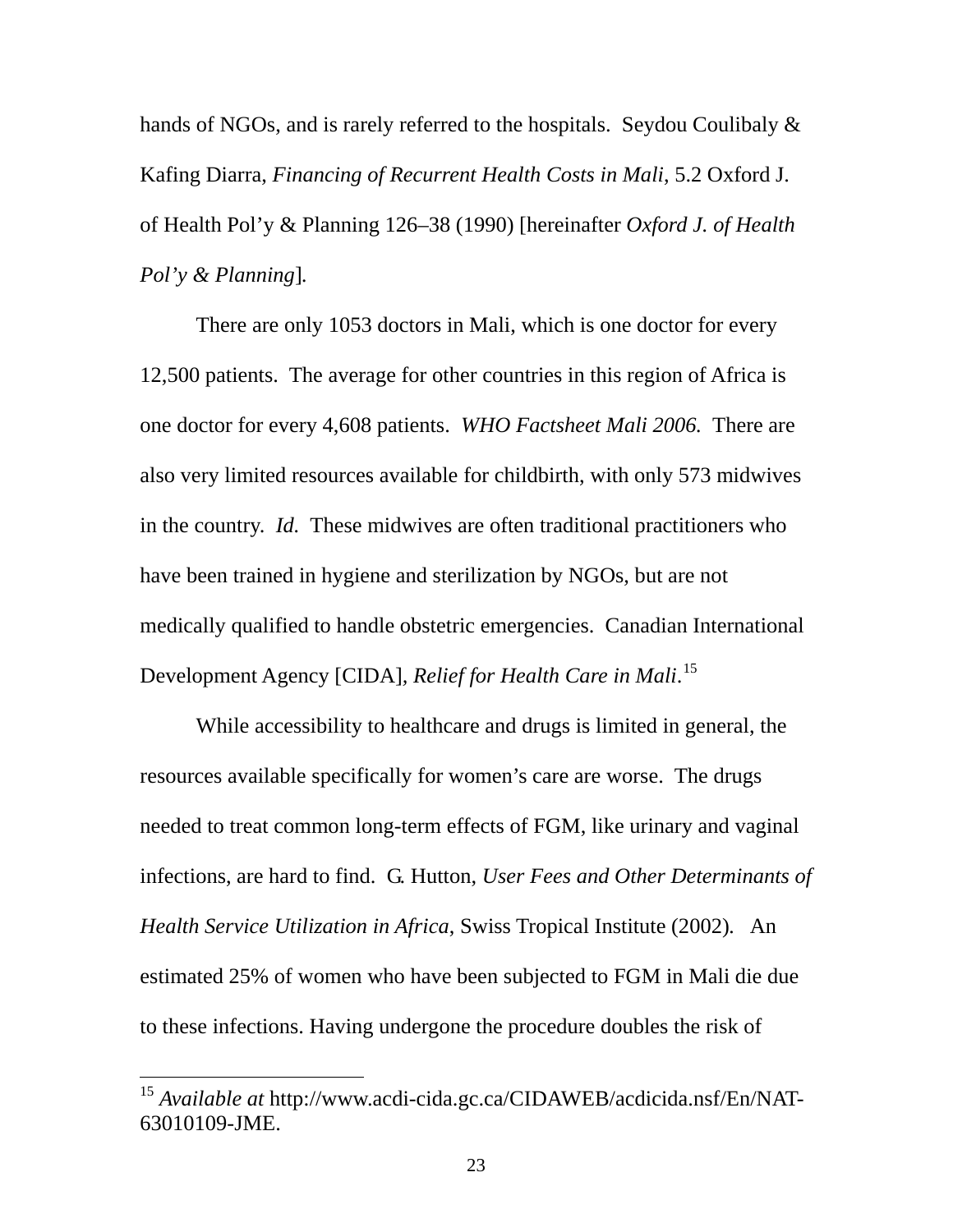hands of NGOs, and is rarely referred to the hospitals. Seydou Coulibaly & Kafing Diarra, *Financing of Recurrent Health Costs in Mali*, 5.2 Oxford J. of Health Pol'y & Planning 126–38 (1990) [hereinafter *Oxford J. of Health Pol'y & Planning*].

There are only 1053 doctors in Mali, which is one doctor for every 12,500 patients. The average for other countries in this region of Africa is one doctor for every 4,608 patients. *WHO Factsheet Mali 2006.* There are also very limited resources available for childbirth, with only 573 midwives in the country. *Id.* These midwives are often traditional practitioners who have been trained in hygiene and sterilization by NGOs, but are not medically qualified to handle obstetric emergencies. Canadian International Development Agency [CIDA], *Relief for Health Care in Mali*.[15]

While accessibility to healthcare and drugs is limited in general, the resources available specifically for women's care are worse. The drugs needed to treat common long-term effects of FGM, like urinary and vaginal infections, are hard to find. G. Hutton, *User Fees and Other Determinants of Health Service Utilization in Africa*, Swiss Tropical Institute (2002). An estimated 25% of women who have been subjected to FGM in Mali die due to these infections. Having undergone the procedure doubles the risk of

---

[15] *Available at* http://www.acdi-cida.gc.ca/CIDAWEB/acdicida.nsf/En/NAT-63010109-JME.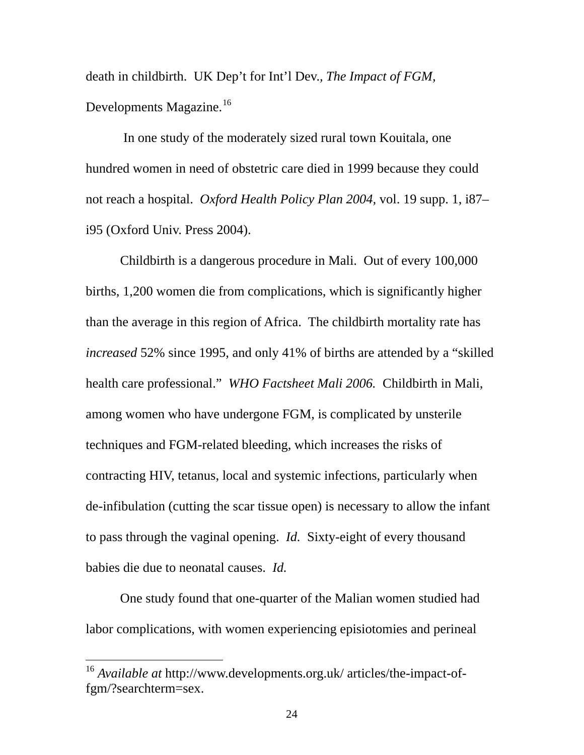death in childbirth. UK Dep't for Int'l Dev., *The Impact of FGM*, Developments Magazine.[16]

In one study of the moderately sized rural town Kouitala, one hundred women in need of obstetric care died in 1999 because they could not reach a hospital. *Oxford Health Policy Plan 2004*, vol. 19 supp. 1, i87–i95 (Oxford Univ. Press 2004).

Childbirth is a dangerous procedure in Mali. Out of every 100,000 births, 1,200 women die from complications, which is significantly higher than the average in this region of Africa. The childbirth mortality rate has *increased* 52% since 1995, and only 41% of births are attended by a "skilled health care professional." *WHO Factsheet Mali 2006.* Childbirth in Mali, among women who have undergone FGM, is complicated by unsterile techniques and FGM-related bleeding, which increases the risks of contracting HIV, tetanus, local and systemic infections, particularly when de-infibulation (cutting the scar tissue open) is necessary to allow the infant to pass through the vaginal opening. *Id.* Sixty-eight of every thousand babies die due to neonatal causes. *Id.*

One study found that one-quarter of the Malian women studied had labor complications, with women experiencing episiotomies and perineal

---

[16] *Available at* http://www.developments.org.uk/ articles/the-impact-of-fgm/?searchterm=sex.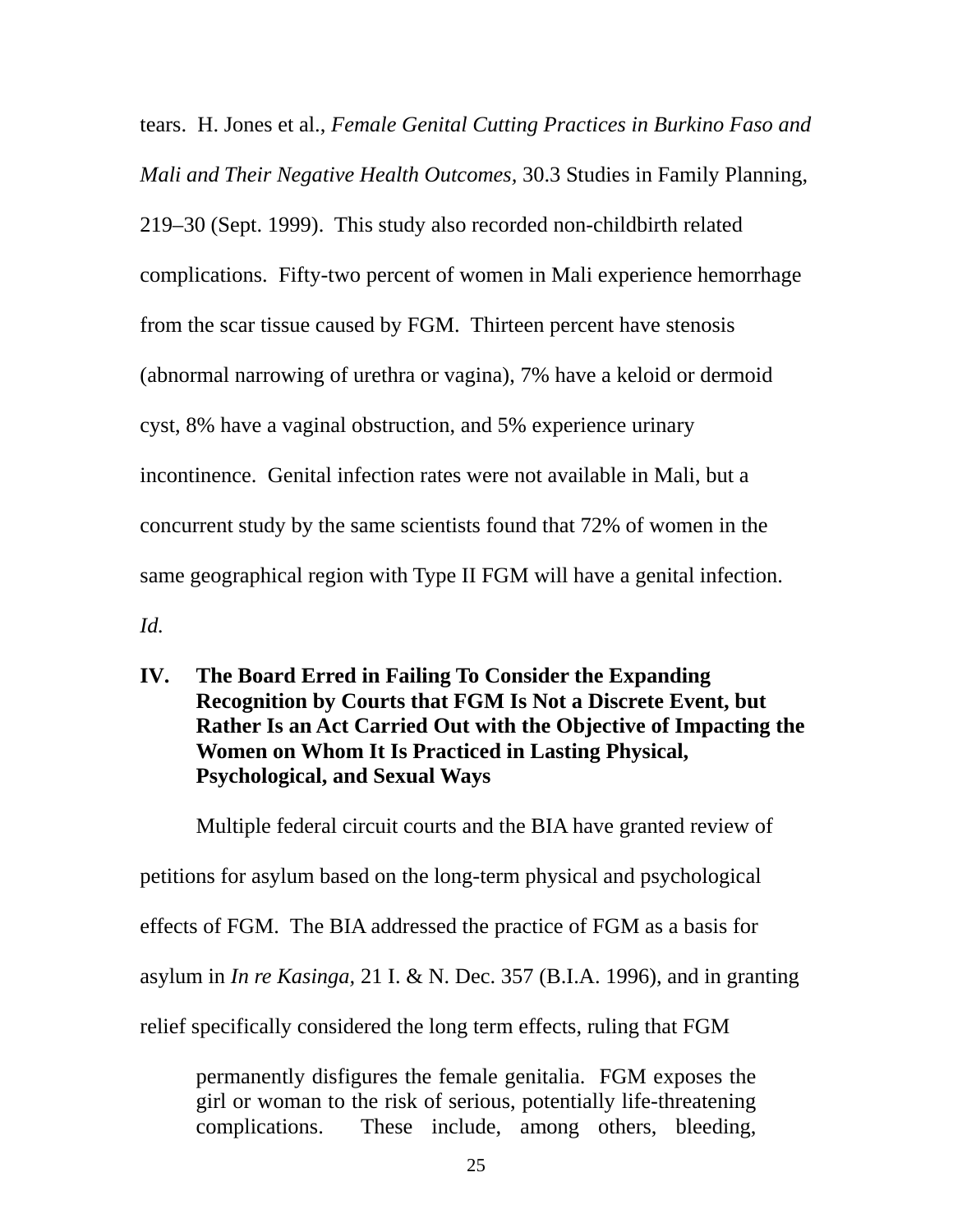tears. H. Jones et al., *Female Genital Cutting Practices in Burkino Faso and Mali and Their Negative Health Outcomes,* 30.3 Studies in Family Planning, 219–30 (Sept. 1999). This study also recorded non-childbirth related complications. Fifty-two percent of women in Mali experience hemorrhage from the scar tissue caused by FGM. Thirteen percent have stenosis (abnormal narrowing of urethra or vagina), 7% have a keloid or dermoid cyst, 8% have a vaginal obstruction, and 5% experience urinary incontinence. Genital infection rates were not available in Mali, but a concurrent study by the same scientists found that 72% of women in the same geographical region with Type II FGM will have a genital infection. *Id.*

## IV. The Board Erred in Failing To Consider the Expanding Recognition by Courts that FGM Is Not a Discrete Event, but Rather Is an Act Carried Out with the Objective of Impacting the Women on Whom It Is Practiced in Lasting Physical, Psychological, and Sexual Ways

Multiple federal circuit courts and the BIA have granted review of petitions for asylum based on the long-term physical and psychological effects of FGM. The BIA addressed the practice of FGM as a basis for asylum in *In re Kasinga,* 21 I. & N. Dec. 357 (B.I.A. 1996), and in granting relief specifically considered the long term effects, ruling that FGM

> permanently disfigures the female genitalia. FGM exposes the girl or woman to the risk of serious, potentially life-threatening complications. These include, among others, bleeding,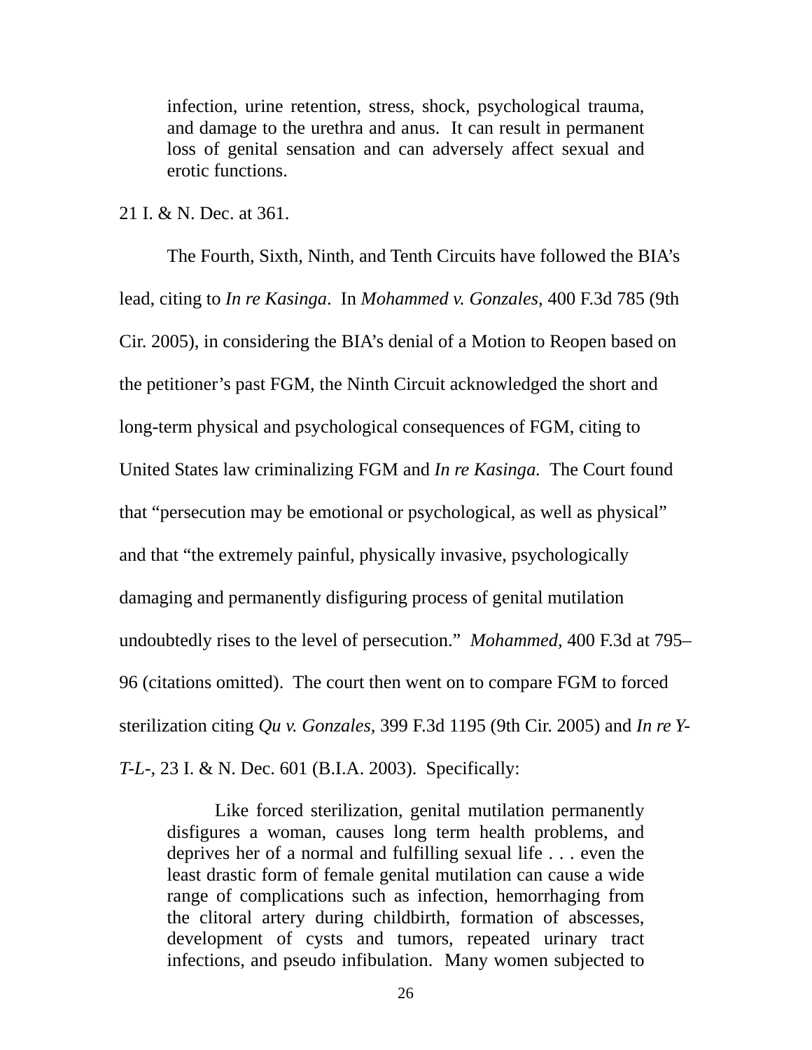> infection, urine retention, stress, shock, psychological trauma, and damage to the urethra and anus. It can result in permanent loss of genital sensation and can adversely affect sexual and erotic functions.

21 I. & N. Dec. at 361.

The Fourth, Sixth, Ninth, and Tenth Circuits have followed the BIA's lead, citing to *In re Kasinga*. In *Mohammed v. Gonzales*, 400 F.3d 785 (9th Cir. 2005), in considering the BIA's denial of a Motion to Reopen based on the petitioner's past FGM, the Ninth Circuit acknowledged the short and long-term physical and psychological consequences of FGM, citing to United States law criminalizing FGM and *In re Kasinga*. The Court found that "persecution may be emotional or psychological, as well as physical" and that "the extremely painful, physically invasive, psychologically damaging and permanently disfiguring process of genital mutilation undoubtedly rises to the level of persecution." *Mohammed*, 400 F.3d at 795–96 (citations omitted). The court then went on to compare FGM to forced sterilization citing *Qu v. Gonzales*, 399 F.3d 1195 (9th Cir. 2005) and *In re Y-T-L-*, 23 I. & N. Dec. 601 (B.I.A. 2003). Specifically:

> Like forced sterilization, genital mutilation permanently disfigures a woman, causes long term health problems, and deprives her of a normal and fulfilling sexual life . . . even the least drastic form of female genital mutilation can cause a wide range of complications such as infection, hemorrhaging from the clitoral artery during childbirth, formation of abscesses, development of cysts and tumors, repeated urinary tract infections, and pseudo infibulation. Many women subjected to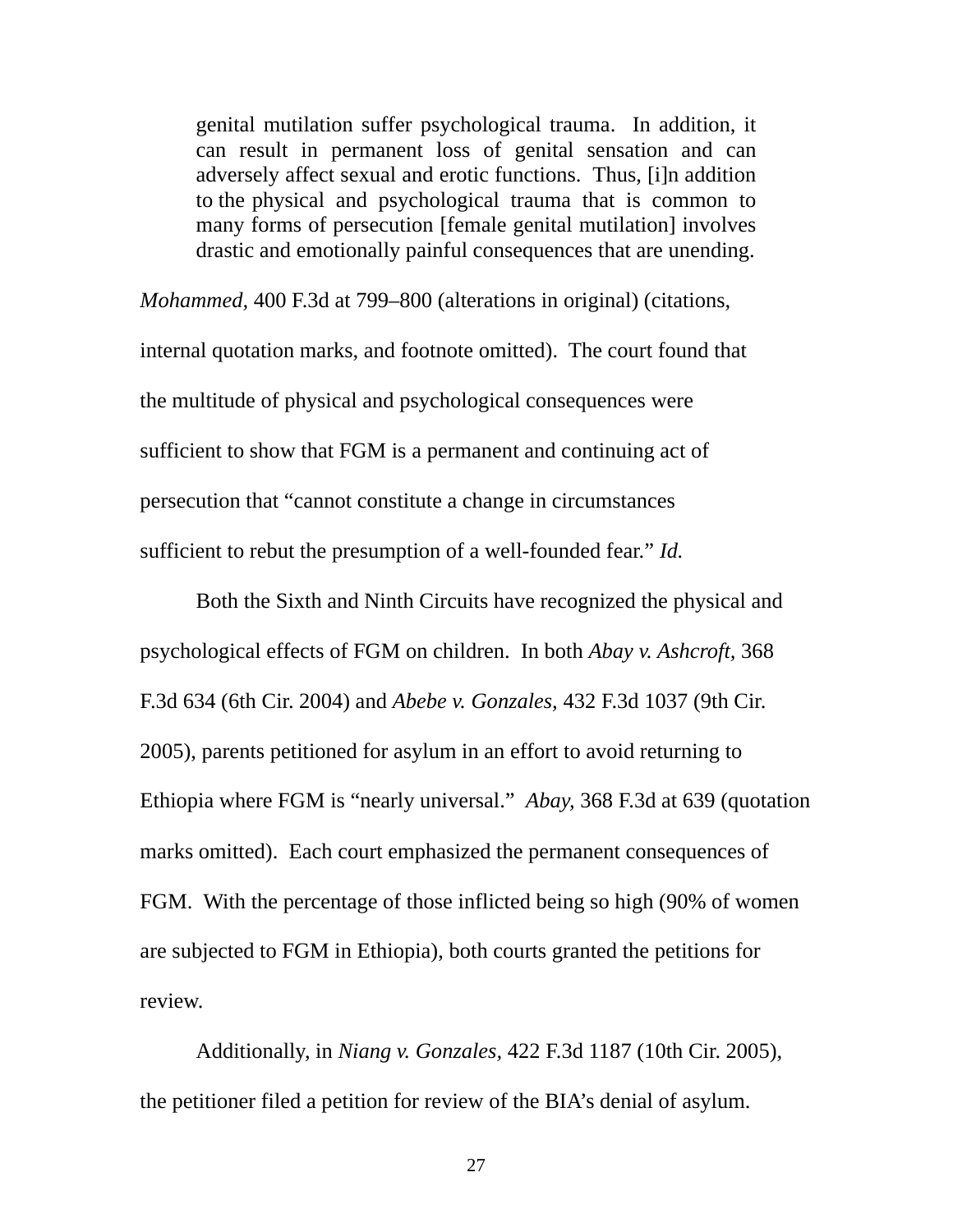> genital mutilation suffer psychological trauma. In addition, it can result in permanent loss of genital sensation and can adversely affect sexual and erotic functions. Thus, [i]n addition to the physical and psychological trauma that is common to many forms of persecution [female genital mutilation] involves drastic and emotionally painful consequences that are unending.

*Mohammed,* 400 F.3d at 799–800 (alterations in original) (citations, internal quotation marks, and footnote omitted). The court found that the multitude of physical and psychological consequences were sufficient to show that FGM is a permanent and continuing act of persecution that "cannot constitute a change in circumstances sufficient to rebut the presumption of a well-founded fear." *Id.*

Both the Sixth and Ninth Circuits have recognized the physical and psychological effects of FGM on children. In both *Abay v. Ashcroft,* 368 F.3d 634 (6th Cir. 2004) and *Abebe v. Gonzales,* 432 F.3d 1037 (9th Cir. 2005), parents petitioned for asylum in an effort to avoid returning to Ethiopia where FGM is "nearly universal." *Abay,* 368 F.3d at 639 (quotation marks omitted). Each court emphasized the permanent consequences of FGM. With the percentage of those inflicted being so high (90% of women are subjected to FGM in Ethiopia), both courts granted the petitions for review.

Additionally, in *Niang v. Gonzales,* 422 F.3d 1187 (10th Cir. 2005), the petitioner filed a petition for review of the BIA's denial of asylum.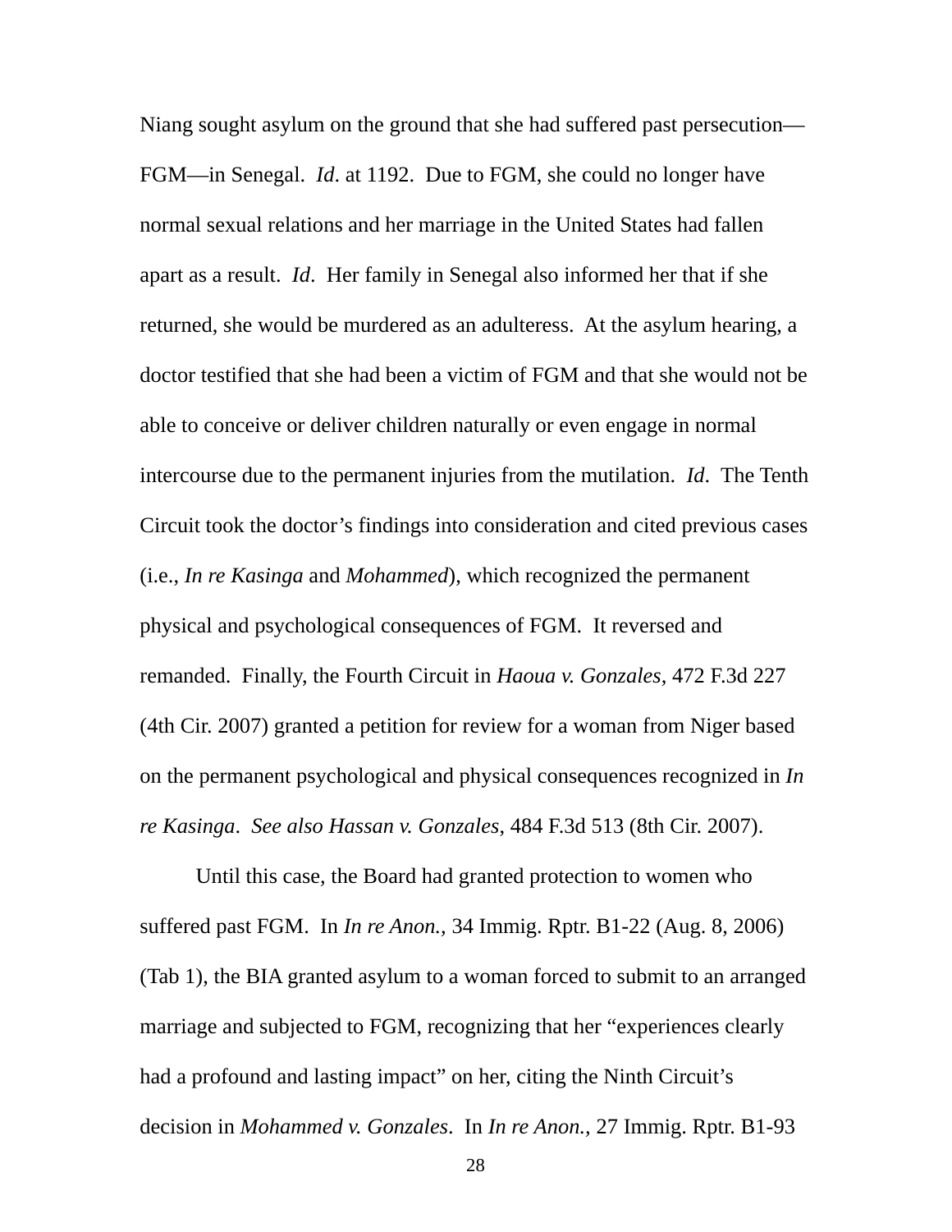Niang sought asylum on the ground that she had suffered past persecution—FGM—in Senegal. *Id*. at 1192. Due to FGM, she could no longer have normal sexual relations and her marriage in the United States had fallen apart as a result. *Id*. Her family in Senegal also informed her that if she returned, she would be murdered as an adulteress. At the asylum hearing, a doctor testified that she had been a victim of FGM and that she would not be able to conceive or deliver children naturally or even engage in normal intercourse due to the permanent injuries from the mutilation. *Id*. The Tenth Circuit took the doctor's findings into consideration and cited previous cases (i.e., *In re Kasinga* and *Mohammed*), which recognized the permanent physical and psychological consequences of FGM. It reversed and remanded. Finally, the Fourth Circuit in *Haoua v. Gonzales*, 472 F.3d 227 (4th Cir. 2007) granted a petition for review for a woman from Niger based on the permanent psychological and physical consequences recognized in *In re Kasinga*. *See also Hassan v. Gonzales*, 484 F.3d 513 (8th Cir. 2007).

Until this case, the Board had granted protection to women who suffered past FGM. In *In re Anon.,* 34 Immig. Rptr. B1-22 (Aug. 8, 2006) (Tab 1), the BIA granted asylum to a woman forced to submit to an arranged marriage and subjected to FGM, recognizing that her "experiences clearly had a profound and lasting impact" on her, citing the Ninth Circuit's decision in *Mohammed v. Gonzales*. In *In re Anon.,* 27 Immig. Rptr. B1-93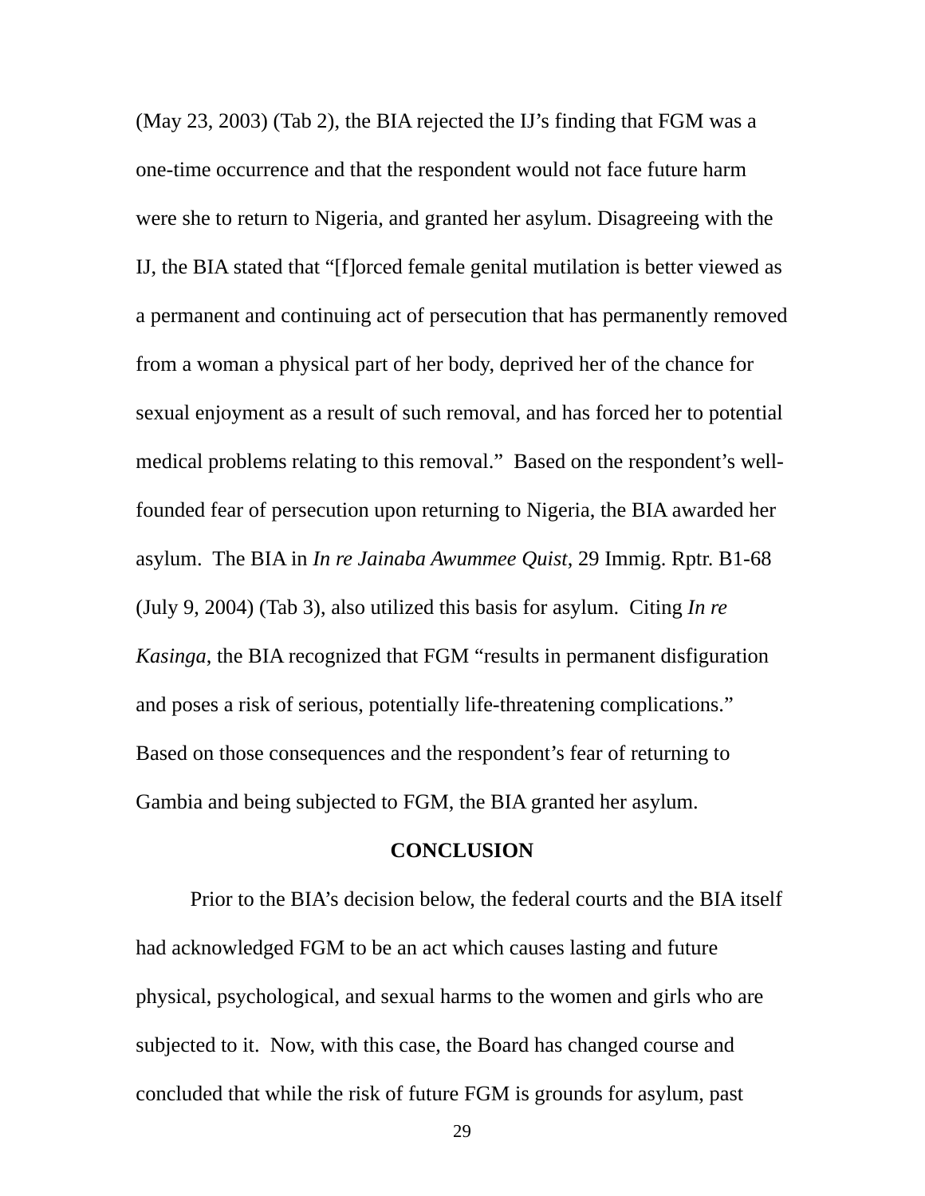(May 23, 2003) (Tab 2), the BIA rejected the IJ's finding that FGM was a one-time occurrence and that the respondent would not face future harm were she to return to Nigeria, and granted her asylum. Disagreeing with the IJ, the BIA stated that "[f]orced female genital mutilation is better viewed as a permanent and continuing act of persecution that has permanently removed from a woman a physical part of her body, deprived her of the chance for sexual enjoyment as a result of such removal, and has forced her to potential medical problems relating to this removal." Based on the respondent's well-founded fear of persecution upon returning to Nigeria, the BIA awarded her asylum. The BIA in *In re Jainaba Awummee Quist*, 29 Immig. Rptr. B1-68 (July 9, 2004) (Tab 3), also utilized this basis for asylum. Citing *In re Kasinga*, the BIA recognized that FGM "results in permanent disfiguration and poses a risk of serious, potentially life-threatening complications." Based on those consequences and the respondent's fear of returning to Gambia and being subjected to FGM, the BIA granted her asylum.

**CONCLUSION**

Prior to the BIA's decision below, the federal courts and the BIA itself had acknowledged FGM to be an act which causes lasting and future physical, psychological, and sexual harms to the women and girls who are subjected to it. Now, with this case, the Board has changed course and concluded that while the risk of future FGM is grounds for asylum, past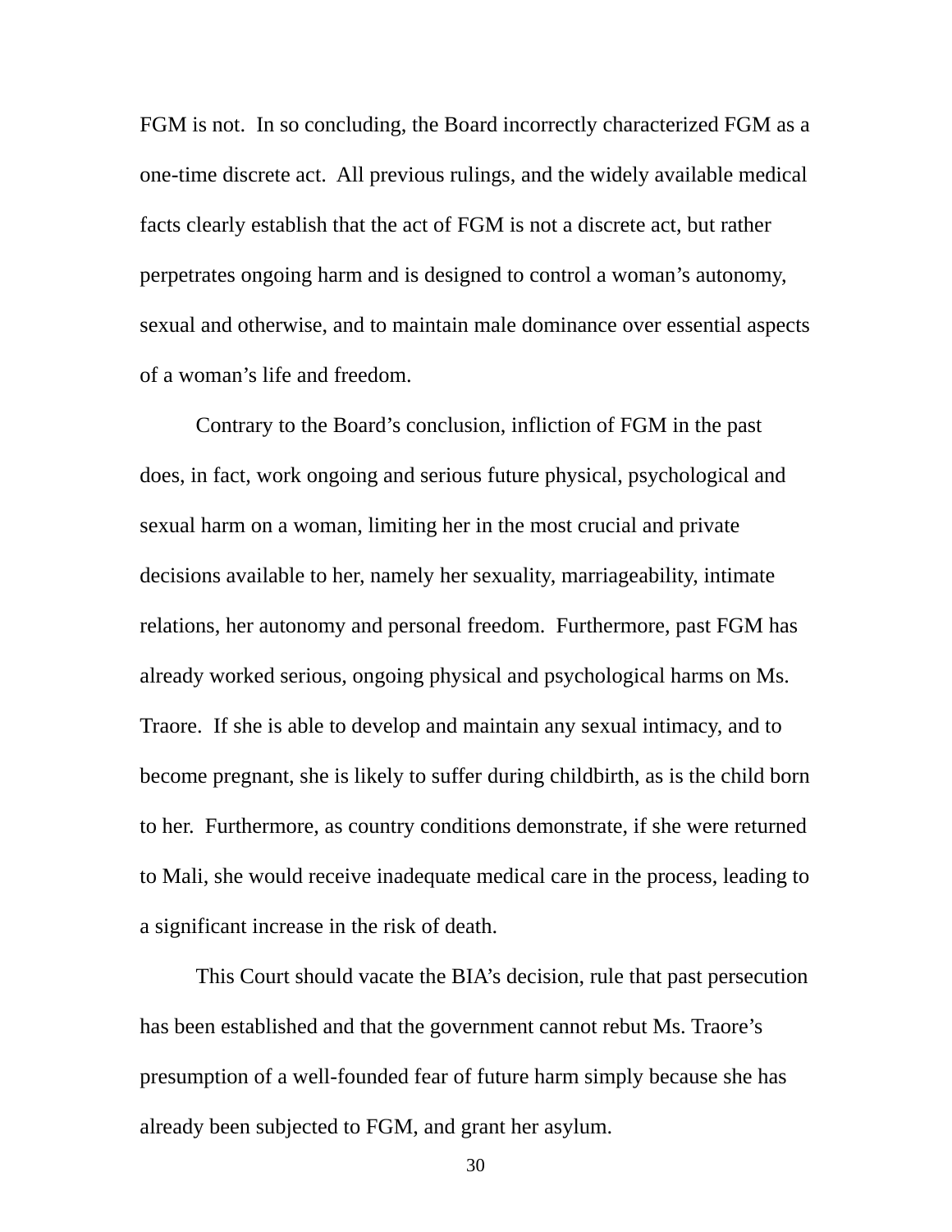FGM is not. In so concluding, the Board incorrectly characterized FGM as a one-time discrete act. All previous rulings, and the widely available medical facts clearly establish that the act of FGM is not a discrete act, but rather perpetrates ongoing harm and is designed to control a woman's autonomy, sexual and otherwise, and to maintain male dominance over essential aspects of a woman's life and freedom.

Contrary to the Board's conclusion, infliction of FGM in the past does, in fact, work ongoing and serious future physical, psychological and sexual harm on a woman, limiting her in the most crucial and private decisions available to her, namely her sexuality, marriageability, intimate relations, her autonomy and personal freedom. Furthermore, past FGM has already worked serious, ongoing physical and psychological harms on Ms. Traore. If she is able to develop and maintain any sexual intimacy, and to become pregnant, she is likely to suffer during childbirth, as is the child born to her. Furthermore, as country conditions demonstrate, if she were returned to Mali, she would receive inadequate medical care in the process, leading to a significant increase in the risk of death.

This Court should vacate the BIA's decision, rule that past persecution has been established and that the government cannot rebut Ms. Traore's presumption of a well-founded fear of future harm simply because she has already been subjected to FGM, and grant her asylum.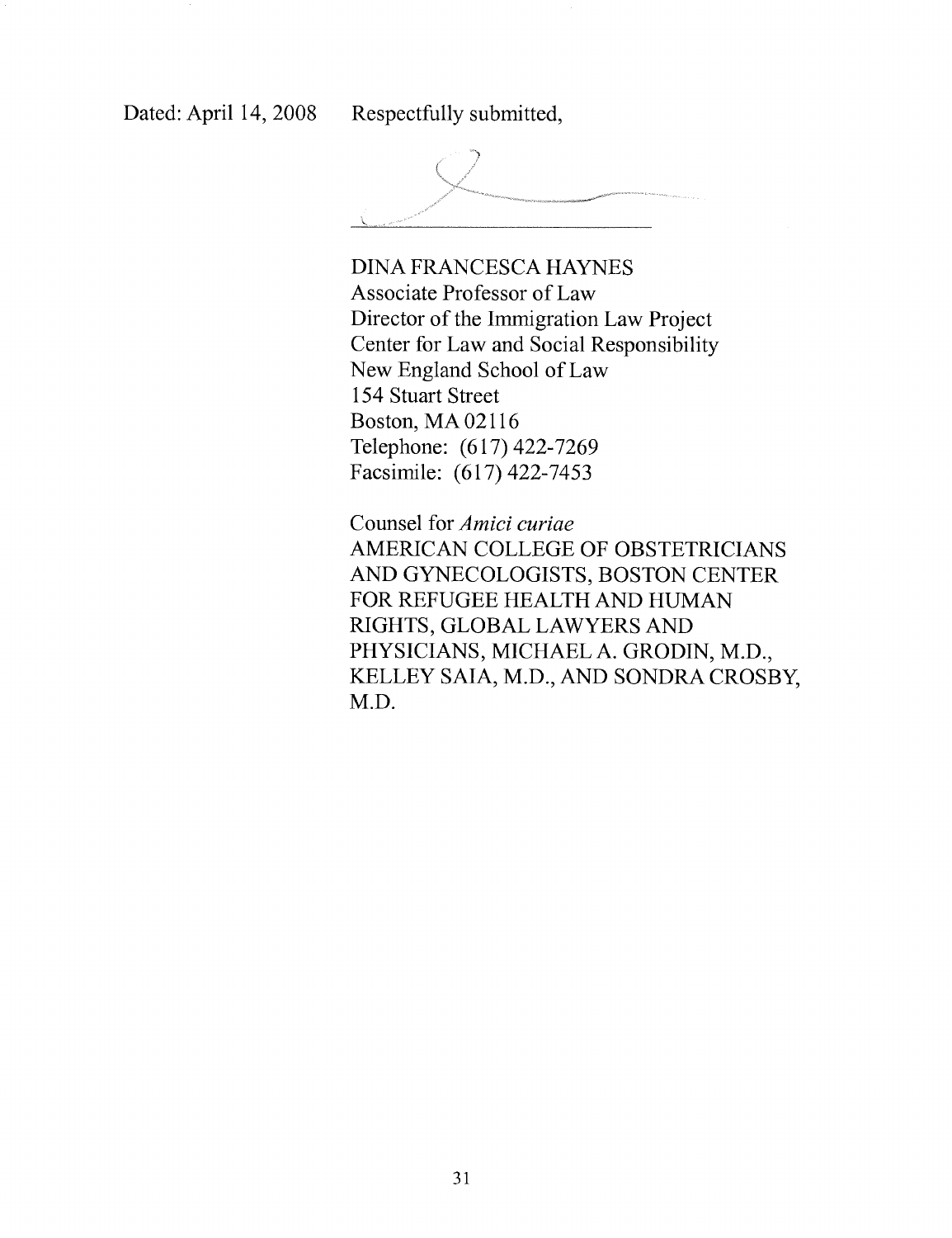Dated: April 14, 2008 Respectfully submitted,

DINA FRANCESCA HAYNES
Associate Professor of Law
Director of the Immigration Law Project
Center for Law and Social Responsibility
New England School of Law
154 Stuart Street
Boston, MA 02116
Telephone: (617) 422-7269
Facsimile: (617) 422-7453

Counsel for *Amici curiae*
AMERICAN COLLEGE OF OBSTETRICIANS AND GYNECOLOGISTS, BOSTON CENTER FOR REFUGEE HEALTH AND HUMAN RIGHTS, GLOBAL LAWYERS AND PHYSICIANS, MICHAEL A. GRODIN, M.D., KELLEY SAIA, M.D., AND SONDRA CROSBY, M.D.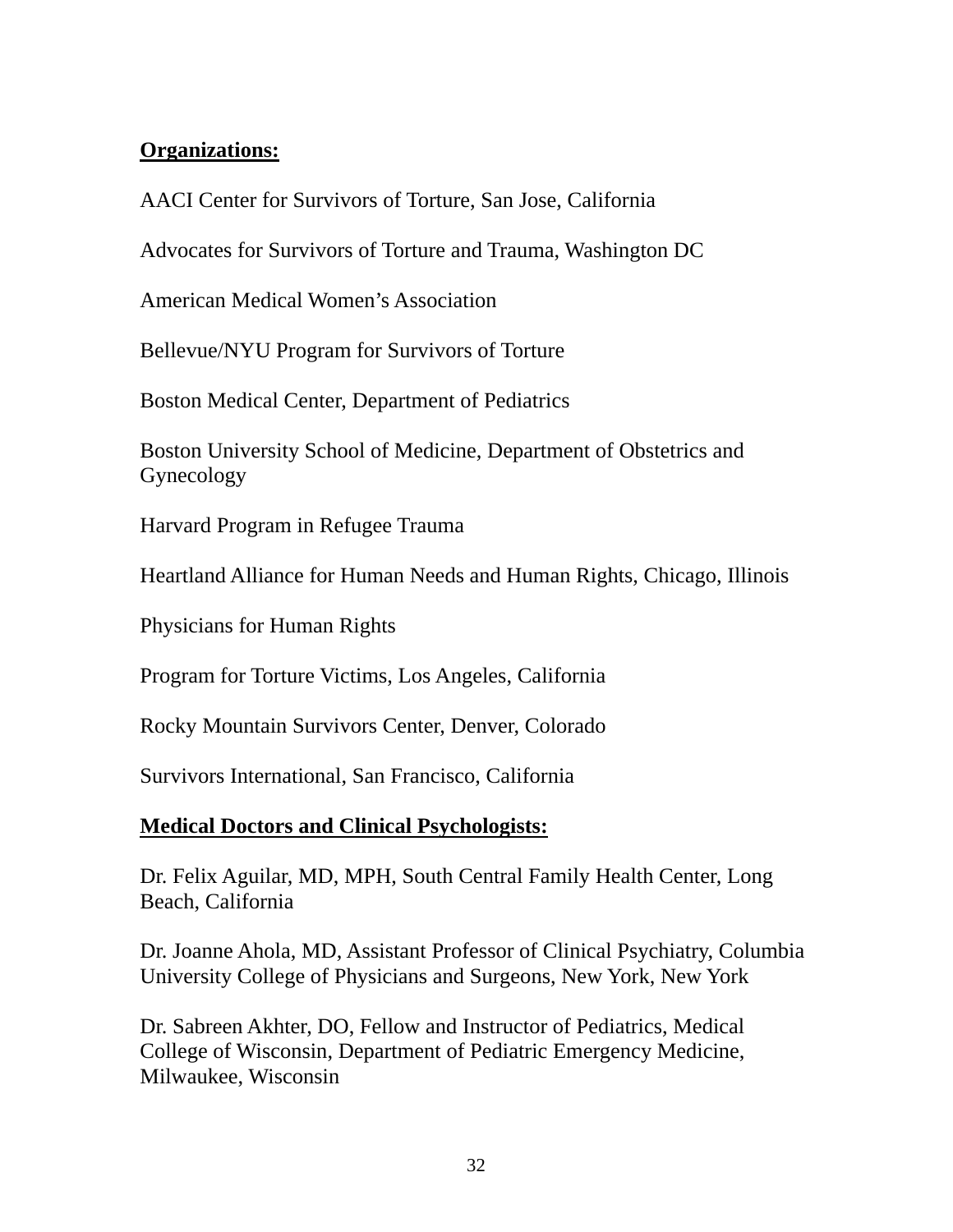**<u>Organizations:</u>**

AACI Center for Survivors of Torture, San Jose, California

Advocates for Survivors of Torture and Trauma, Washington DC

American Medical Women's Association

Bellevue/NYU Program for Survivors of Torture

Boston Medical Center, Department of Pediatrics

Boston University School of Medicine, Department of Obstetrics and Gynecology

Harvard Program in Refugee Trauma

Heartland Alliance for Human Needs and Human Rights, Chicago, Illinois

Physicians for Human Rights

Program for Torture Victims, Los Angeles, California

Rocky Mountain Survivors Center, Denver, Colorado

Survivors International, San Francisco, California

**<u>Medical Doctors and Clinical Psychologists:</u>**

Dr. Felix Aguilar, MD, MPH, South Central Family Health Center, Long Beach, California

Dr. Joanne Ahola, MD, Assistant Professor of Clinical Psychiatry, Columbia University College of Physicians and Surgeons, New York, New York

Dr. Sabreen Akhter, DO, Fellow and Instructor of Pediatrics, Medical College of Wisconsin, Department of Pediatric Emergency Medicine, Milwaukee, Wisconsin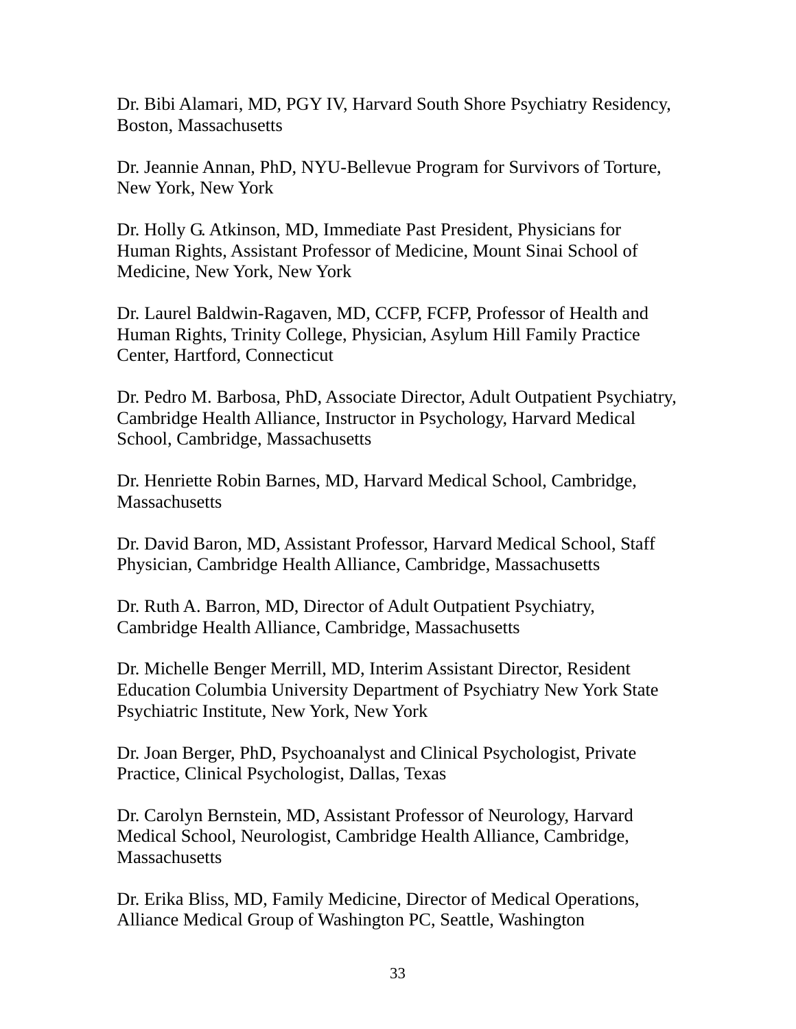Dr. Bibi Alamari, MD, PGY IV, Harvard South Shore Psychiatry Residency, Boston, Massachusetts

Dr. Jeannie Annan, PhD, NYU-Bellevue Program for Survivors of Torture, New York, New York

Dr. Holly G. Atkinson, MD, Immediate Past President, Physicians for Human Rights, Assistant Professor of Medicine, Mount Sinai School of Medicine, New York, New York

Dr. Laurel Baldwin-Ragaven, MD, CCFP, FCFP, Professor of Health and Human Rights, Trinity College, Physician, Asylum Hill Family Practice Center, Hartford, Connecticut

Dr. Pedro M. Barbosa, PhD, Associate Director, Adult Outpatient Psychiatry, Cambridge Health Alliance, Instructor in Psychology, Harvard Medical School, Cambridge, Massachusetts

Dr. Henriette Robin Barnes, MD, Harvard Medical School, Cambridge, Massachusetts

Dr. David Baron, MD, Assistant Professor, Harvard Medical School, Staff Physician, Cambridge Health Alliance, Cambridge, Massachusetts

Dr. Ruth A. Barron, MD, Director of Adult Outpatient Psychiatry, Cambridge Health Alliance, Cambridge, Massachusetts

Dr. Michelle Benger Merrill, MD, Interim Assistant Director, Resident Education Columbia University Department of Psychiatry New York State Psychiatric Institute, New York, New York

Dr. Joan Berger, PhD, Psychoanalyst and Clinical Psychologist, Private Practice, Clinical Psychologist, Dallas, Texas

Dr. Carolyn Bernstein, MD, Assistant Professor of Neurology, Harvard Medical School, Neurologist, Cambridge Health Alliance, Cambridge, Massachusetts

Dr. Erika Bliss, MD, Family Medicine, Director of Medical Operations, Alliance Medical Group of Washington PC, Seattle, Washington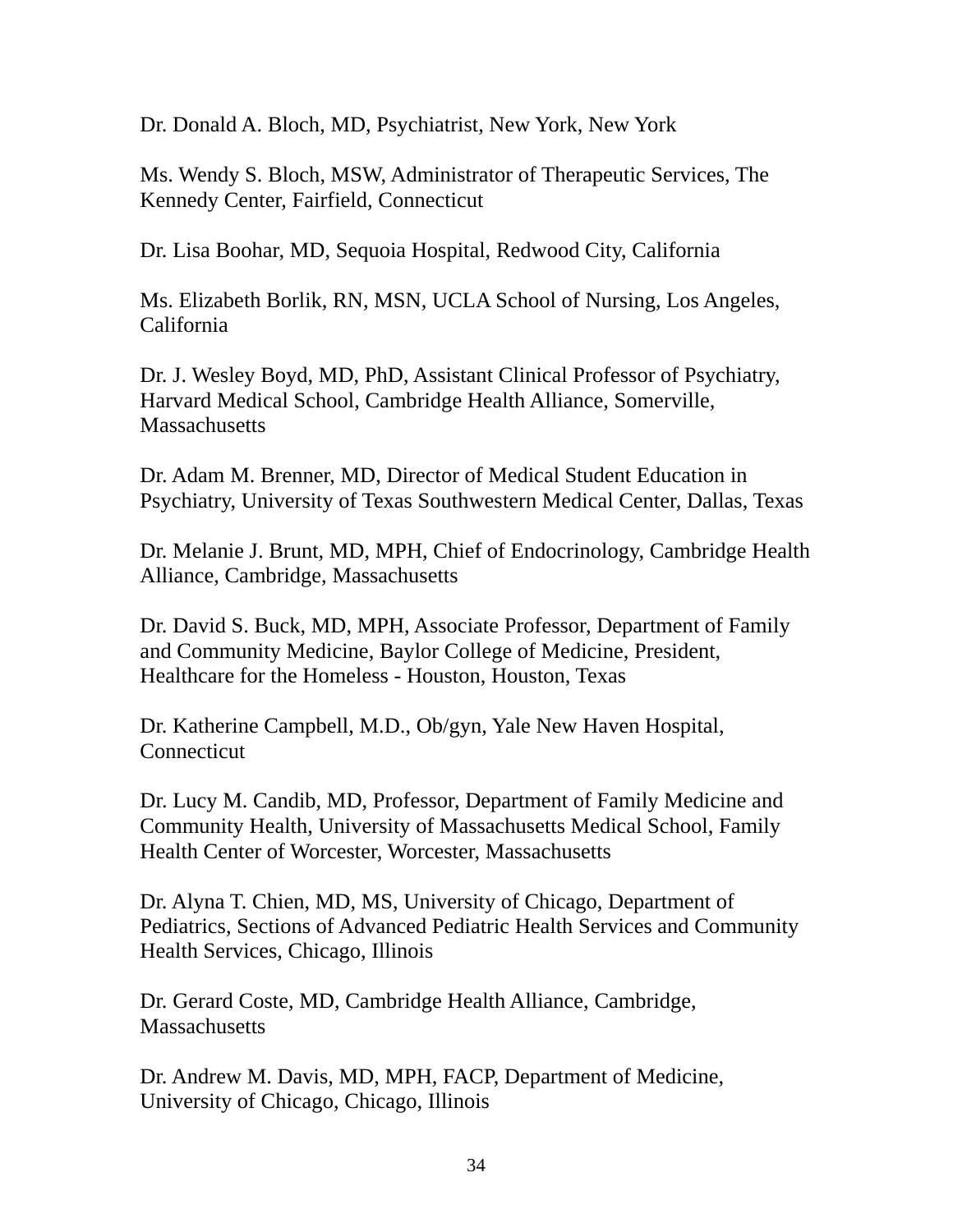Dr. Donald A. Bloch, MD, Psychiatrist, New York, New York

Ms. Wendy S. Bloch, MSW, Administrator of Therapeutic Services, The Kennedy Center, Fairfield, Connecticut

Dr. Lisa Boohar, MD, Sequoia Hospital, Redwood City, California

Ms. Elizabeth Borlik, RN, MSN, UCLA School of Nursing, Los Angeles, California

Dr. J. Wesley Boyd, MD, PhD, Assistant Clinical Professor of Psychiatry, Harvard Medical School, Cambridge Health Alliance, Somerville, Massachusetts

Dr. Adam M. Brenner, MD, Director of Medical Student Education in Psychiatry, University of Texas Southwestern Medical Center, Dallas, Texas

Dr. Melanie J. Brunt, MD, MPH, Chief of Endocrinology, Cambridge Health Alliance, Cambridge, Massachusetts

Dr. David S. Buck, MD, MPH, Associate Professor, Department of Family and Community Medicine, Baylor College of Medicine, President, Healthcare for the Homeless - Houston, Houston, Texas

Dr. Katherine Campbell, M.D., Ob/gyn, Yale New Haven Hospital, Connecticut

Dr. Lucy M. Candib, MD, Professor, Department of Family Medicine and Community Health, University of Massachusetts Medical School, Family Health Center of Worcester, Worcester, Massachusetts

Dr. Alyna T. Chien, MD, MS, University of Chicago, Department of Pediatrics, Sections of Advanced Pediatric Health Services and Community Health Services, Chicago, Illinois

Dr. Gerard Coste, MD, Cambridge Health Alliance, Cambridge, Massachusetts

Dr. Andrew M. Davis, MD, MPH, FACP, Department of Medicine, University of Chicago, Chicago, Illinois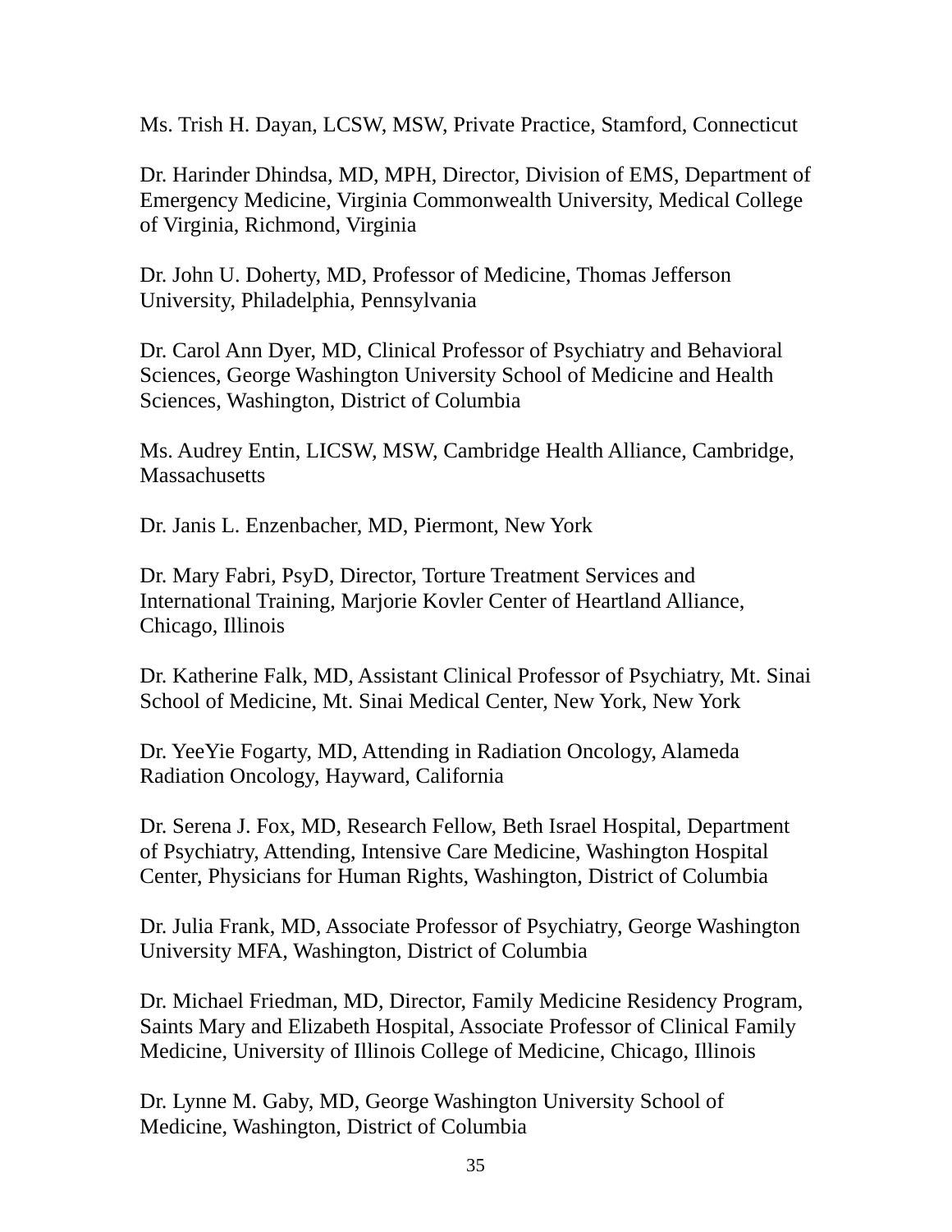Ms. Trish H. Dayan, LCSW, MSW, Private Practice, Stamford, Connecticut

Dr. Harinder Dhindsa, MD, MPH, Director, Division of EMS, Department of Emergency Medicine, Virginia Commonwealth University, Medical College of Virginia, Richmond, Virginia

Dr. John U. Doherty, MD, Professor of Medicine, Thomas Jefferson University, Philadelphia, Pennsylvania

Dr. Carol Ann Dyer, MD, Clinical Professor of Psychiatry and Behavioral Sciences, George Washington University School of Medicine and Health Sciences, Washington, District of Columbia

Ms. Audrey Entin, LICSW, MSW, Cambridge Health Alliance, Cambridge, Massachusetts

Dr. Janis L. Enzenbacher, MD, Piermont, New York

Dr. Mary Fabri, PsyD, Director, Torture Treatment Services and International Training, Marjorie Kovler Center of Heartland Alliance, Chicago, Illinois

Dr. Katherine Falk, MD, Assistant Clinical Professor of Psychiatry, Mt. Sinai School of Medicine, Mt. Sinai Medical Center, New York, New York

Dr. YeeYie Fogarty, MD, Attending in Radiation Oncology, Alameda Radiation Oncology, Hayward, California

Dr. Serena J. Fox, MD, Research Fellow, Beth Israel Hospital, Department of Psychiatry, Attending, Intensive Care Medicine, Washington Hospital Center, Physicians for Human Rights, Washington, District of Columbia

Dr. Julia Frank, MD, Associate Professor of Psychiatry, George Washington University MFA, Washington, District of Columbia

Dr. Michael Friedman, MD, Director, Family Medicine Residency Program, Saints Mary and Elizabeth Hospital, Associate Professor of Clinical Family Medicine, University of Illinois College of Medicine, Chicago, Illinois

Dr. Lynne M. Gaby, MD, George Washington University School of Medicine, Washington, District of Columbia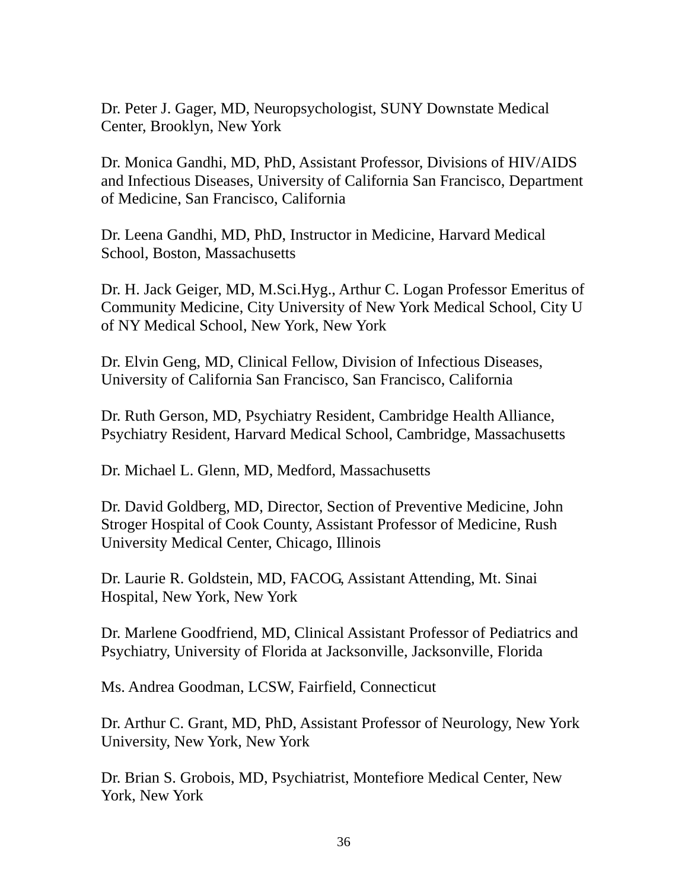Dr. Peter J. Gager, MD, Neuropsychologist, SUNY Downstate Medical Center, Brooklyn, New York

Dr. Monica Gandhi, MD, PhD, Assistant Professor, Divisions of HIV/AIDS and Infectious Diseases, University of California San Francisco, Department of Medicine, San Francisco, California

Dr. Leena Gandhi, MD, PhD, Instructor in Medicine, Harvard Medical School, Boston, Massachusetts

Dr. H. Jack Geiger, MD, M.Sci.Hyg., Arthur C. Logan Professor Emeritus of Community Medicine, City University of New York Medical School, City U of NY Medical School, New York, New York

Dr. Elvin Geng, MD, Clinical Fellow, Division of Infectious Diseases, University of California San Francisco, San Francisco, California

Dr. Ruth Gerson, MD, Psychiatry Resident, Cambridge Health Alliance, Psychiatry Resident, Harvard Medical School, Cambridge, Massachusetts

Dr. Michael L. Glenn, MD, Medford, Massachusetts

Dr. David Goldberg, MD, Director, Section of Preventive Medicine, John Stroger Hospital of Cook County, Assistant Professor of Medicine, Rush University Medical Center, Chicago, Illinois

Dr. Laurie R. Goldstein, MD, FACOG, Assistant Attending, Mt. Sinai Hospital, New York, New York

Dr. Marlene Goodfriend, MD, Clinical Assistant Professor of Pediatrics and Psychiatry, University of Florida at Jacksonville, Jacksonville, Florida

Ms. Andrea Goodman, LCSW, Fairfield, Connecticut

Dr. Arthur C. Grant, MD, PhD, Assistant Professor of Neurology, New York University, New York, New York

Dr. Brian S. Grobois, MD, Psychiatrist, Montefiore Medical Center, New York, New York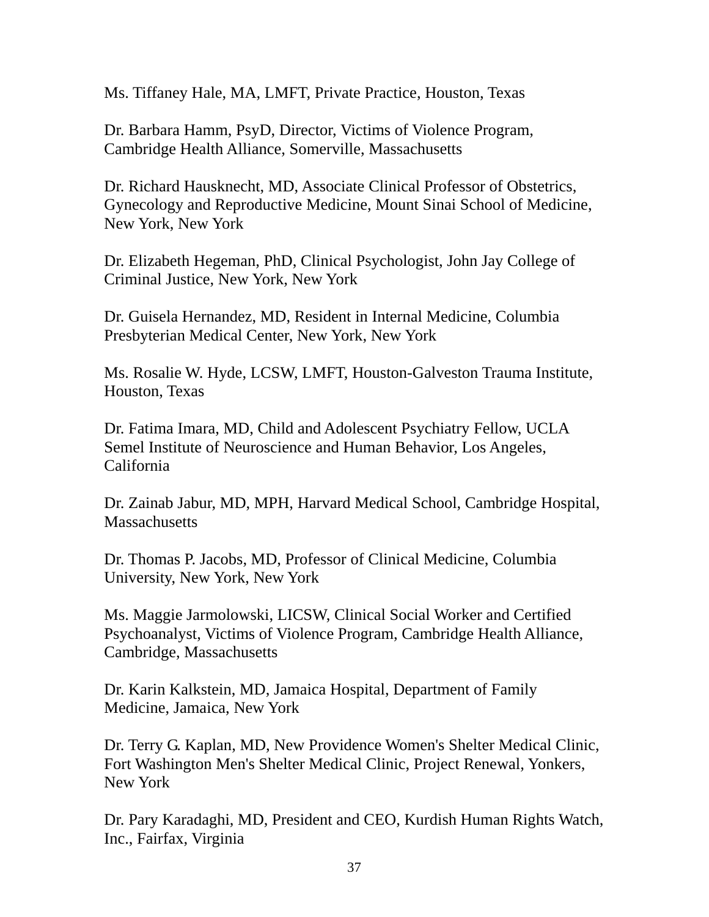Ms. Tiffaney Hale, MA, LMFT, Private Practice, Houston, Texas

Dr. Barbara Hamm, PsyD, Director, Victims of Violence Program, Cambridge Health Alliance, Somerville, Massachusetts

Dr. Richard Hausknecht, MD, Associate Clinical Professor of Obstetrics, Gynecology and Reproductive Medicine, Mount Sinai School of Medicine, New York, New York

Dr. Elizabeth Hegeman, PhD, Clinical Psychologist, John Jay College of Criminal Justice, New York, New York

Dr. Guisela Hernandez, MD, Resident in Internal Medicine, Columbia Presbyterian Medical Center, New York, New York

Ms. Rosalie W. Hyde, LCSW, LMFT, Houston-Galveston Trauma Institute, Houston, Texas

Dr. Fatima Imara, MD, Child and Adolescent Psychiatry Fellow, UCLA Semel Institute of Neuroscience and Human Behavior, Los Angeles, California

Dr. Zainab Jabur, MD, MPH, Harvard Medical School, Cambridge Hospital, Massachusetts

Dr. Thomas P. Jacobs, MD, Professor of Clinical Medicine, Columbia University, New York, New York

Ms. Maggie Jarmolowski, LICSW, Clinical Social Worker and Certified Psychoanalyst, Victims of Violence Program, Cambridge Health Alliance, Cambridge, Massachusetts

Dr. Karin Kalkstein, MD, Jamaica Hospital, Department of Family Medicine, Jamaica, New York

Dr. Terry G. Kaplan, MD, New Providence Women's Shelter Medical Clinic, Fort Washington Men's Shelter Medical Clinic, Project Renewal, Yonkers, New York

Dr. Pary Karadaghi, MD, President and CEO, Kurdish Human Rights Watch, Inc., Fairfax, Virginia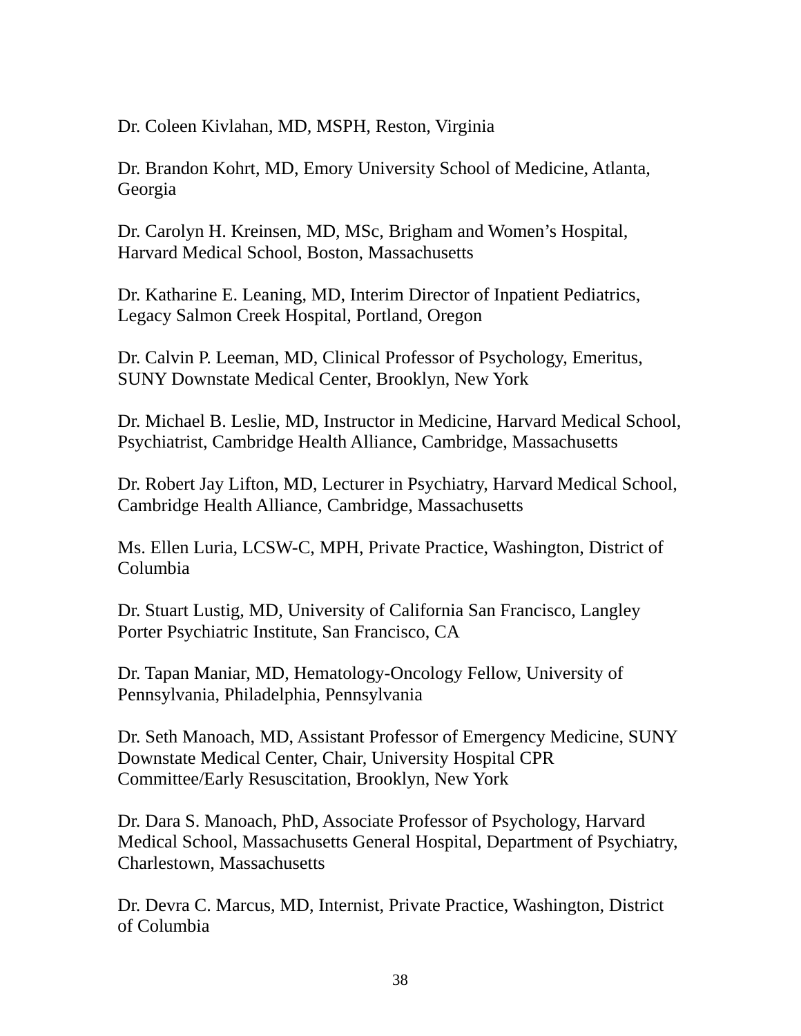Dr. Coleen Kivlahan, MD, MSPH, Reston, Virginia

Dr. Brandon Kohrt, MD, Emory University School of Medicine, Atlanta, Georgia

Dr. Carolyn H. Kreinsen, MD, MSc, Brigham and Women's Hospital, Harvard Medical School, Boston, Massachusetts

Dr. Katharine E. Leaning, MD, Interim Director of Inpatient Pediatrics, Legacy Salmon Creek Hospital, Portland, Oregon

Dr. Calvin P. Leeman, MD, Clinical Professor of Psychology, Emeritus, SUNY Downstate Medical Center, Brooklyn, New York

Dr. Michael B. Leslie, MD, Instructor in Medicine, Harvard Medical School, Psychiatrist, Cambridge Health Alliance, Cambridge, Massachusetts

Dr. Robert Jay Lifton, MD, Lecturer in Psychiatry, Harvard Medical School, Cambridge Health Alliance, Cambridge, Massachusetts

Ms. Ellen Luria, LCSW-C, MPH, Private Practice, Washington, District of Columbia

Dr. Stuart Lustig, MD, University of California San Francisco, Langley Porter Psychiatric Institute, San Francisco, CA

Dr. Tapan Maniar, MD, Hematology-Oncology Fellow, University of Pennsylvania, Philadelphia, Pennsylvania

Dr. Seth Manoach, MD, Assistant Professor of Emergency Medicine, SUNY Downstate Medical Center, Chair, University Hospital CPR Committee/Early Resuscitation, Brooklyn, New York

Dr. Dara S. Manoach, PhD, Associate Professor of Psychology, Harvard Medical School, Massachusetts General Hospital, Department of Psychiatry, Charlestown, Massachusetts

Dr. Devra C. Marcus, MD, Internist, Private Practice, Washington, District of Columbia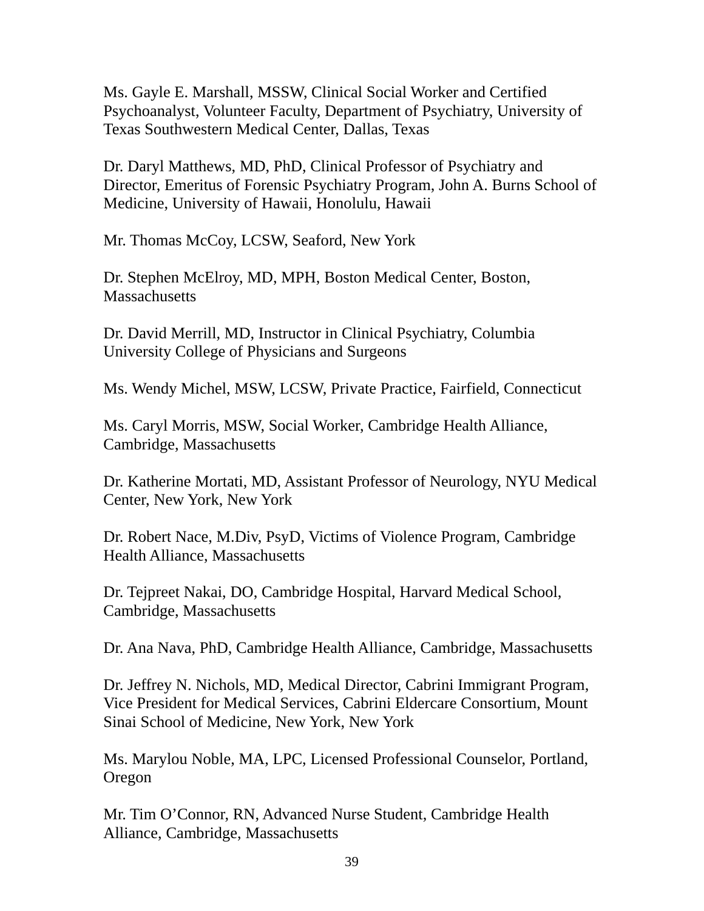Ms. Gayle E. Marshall, MSSW, Clinical Social Worker and Certified Psychoanalyst, Volunteer Faculty, Department of Psychiatry, University of Texas Southwestern Medical Center, Dallas, Texas

Dr. Daryl Matthews, MD, PhD, Clinical Professor of Psychiatry and Director, Emeritus of Forensic Psychiatry Program, John A. Burns School of Medicine, University of Hawaii, Honolulu, Hawaii

Mr. Thomas McCoy, LCSW, Seaford, New York

Dr. Stephen McElroy, MD, MPH, Boston Medical Center, Boston, Massachusetts

Dr. David Merrill, MD, Instructor in Clinical Psychiatry, Columbia University College of Physicians and Surgeons

Ms. Wendy Michel, MSW, LCSW, Private Practice, Fairfield, Connecticut

Ms. Caryl Morris, MSW, Social Worker, Cambridge Health Alliance, Cambridge, Massachusetts

Dr. Katherine Mortati, MD, Assistant Professor of Neurology, NYU Medical Center, New York, New York

Dr. Robert Nace, M.Div, PsyD, Victims of Violence Program, Cambridge Health Alliance, Massachusetts

Dr. Tejpreet Nakai, DO, Cambridge Hospital, Harvard Medical School, Cambridge, Massachusetts

Dr. Ana Nava, PhD, Cambridge Health Alliance, Cambridge, Massachusetts

Dr. Jeffrey N. Nichols, MD, Medical Director, Cabrini Immigrant Program, Vice President for Medical Services, Cabrini Eldercare Consortium, Mount Sinai School of Medicine, New York, New York

Ms. Marylou Noble, MA, LPC, Licensed Professional Counselor, Portland, Oregon

Mr. Tim O'Connor, RN, Advanced Nurse Student, Cambridge Health Alliance, Cambridge, Massachusetts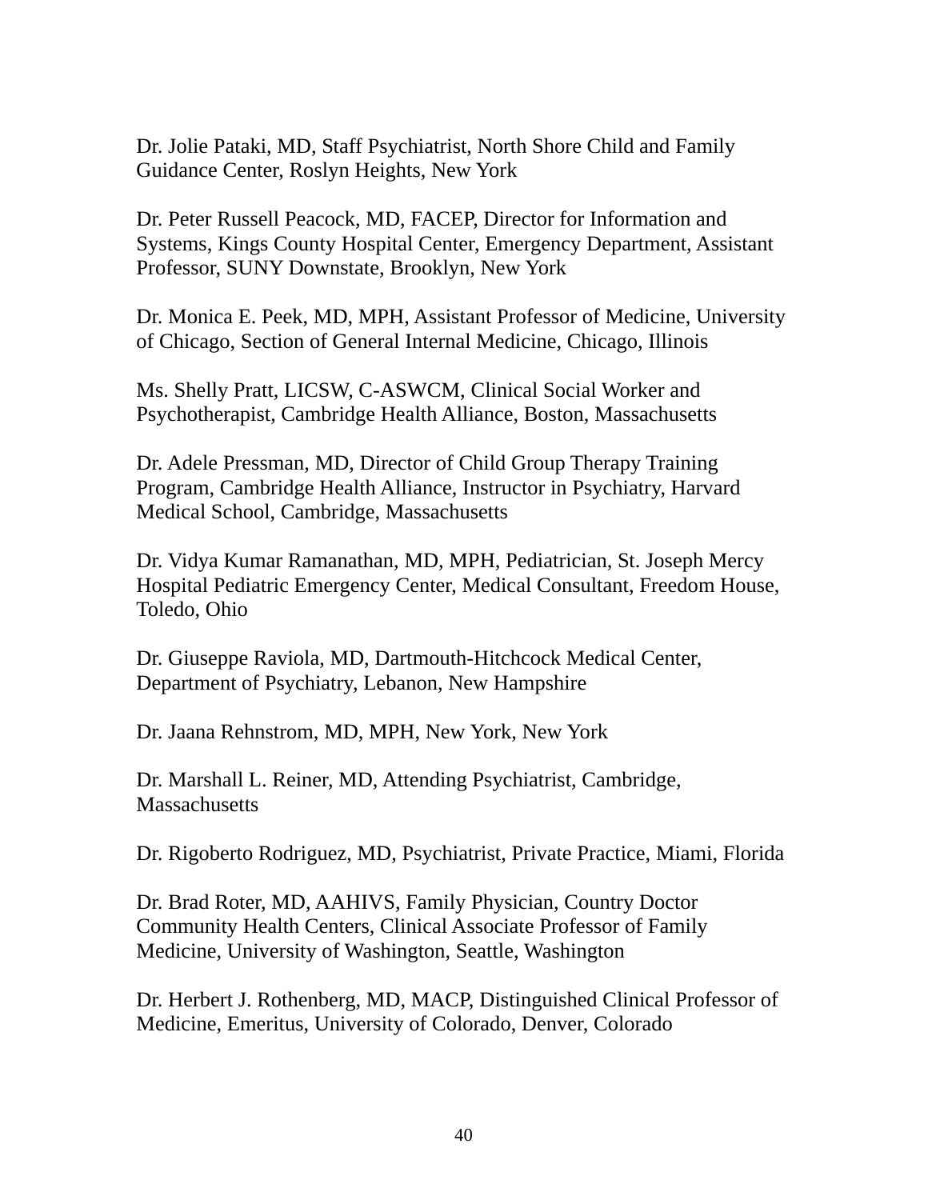Dr. Jolie Pataki, MD, Staff Psychiatrist, North Shore Child and Family Guidance Center, Roslyn Heights, New York

Dr. Peter Russell Peacock, MD, FACEP, Director for Information and Systems, Kings County Hospital Center, Emergency Department, Assistant Professor, SUNY Downstate, Brooklyn, New York

Dr. Monica E. Peek, MD, MPH, Assistant Professor of Medicine, University of Chicago, Section of General Internal Medicine, Chicago, Illinois

Ms. Shelly Pratt, LICSW, C-ASWCM, Clinical Social Worker and Psychotherapist, Cambridge Health Alliance, Boston, Massachusetts

Dr. Adele Pressman, MD, Director of Child Group Therapy Training Program, Cambridge Health Alliance, Instructor in Psychiatry, Harvard Medical School, Cambridge, Massachusetts

Dr. Vidya Kumar Ramanathan, MD, MPH, Pediatrician, St. Joseph Mercy Hospital Pediatric Emergency Center, Medical Consultant, Freedom House, Toledo, Ohio

Dr. Giuseppe Raviola, MD, Dartmouth-Hitchcock Medical Center, Department of Psychiatry, Lebanon, New Hampshire

Dr. Jaana Rehnstrom, MD, MPH, New York, New York

Dr. Marshall L. Reiner, MD, Attending Psychiatrist, Cambridge, Massachusetts

Dr. Rigoberto Rodriguez, MD, Psychiatrist, Private Practice, Miami, Florida

Dr. Brad Roter, MD, AAHIVS, Family Physician, Country Doctor Community Health Centers, Clinical Associate Professor of Family Medicine, University of Washington, Seattle, Washington

Dr. Herbert J. Rothenberg, MD, MACP, Distinguished Clinical Professor of Medicine, Emeritus, University of Colorado, Denver, Colorado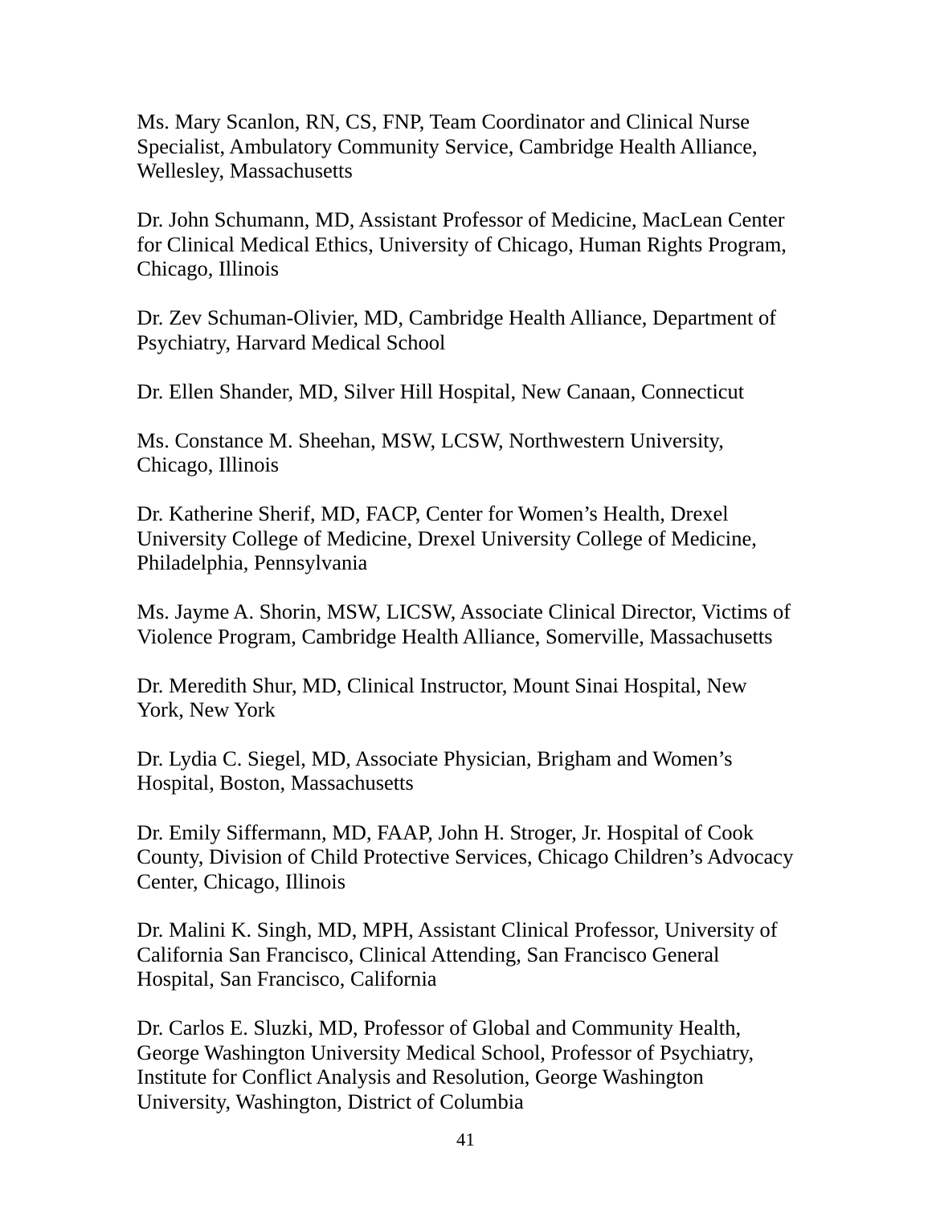Ms. Mary Scanlon, RN, CS, FNP, Team Coordinator and Clinical Nurse Specialist, Ambulatory Community Service, Cambridge Health Alliance, Wellesley, Massachusetts

Dr. John Schumann, MD, Assistant Professor of Medicine, MacLean Center for Clinical Medical Ethics, University of Chicago, Human Rights Program, Chicago, Illinois

Dr. Zev Schuman-Olivier, MD, Cambridge Health Alliance, Department of Psychiatry, Harvard Medical School

Dr. Ellen Shander, MD, Silver Hill Hospital, New Canaan, Connecticut

Ms. Constance M. Sheehan, MSW, LCSW, Northwestern University, Chicago, Illinois

Dr. Katherine Sherif, MD, FACP, Center for Women's Health, Drexel University College of Medicine, Drexel University College of Medicine, Philadelphia, Pennsylvania

Ms. Jayme A. Shorin, MSW, LICSW, Associate Clinical Director, Victims of Violence Program, Cambridge Health Alliance, Somerville, Massachusetts

Dr. Meredith Shur, MD, Clinical Instructor, Mount Sinai Hospital, New York, New York

Dr. Lydia C. Siegel, MD, Associate Physician, Brigham and Women's Hospital, Boston, Massachusetts

Dr. Emily Siffermann, MD, FAAP, John H. Stroger, Jr. Hospital of Cook County, Division of Child Protective Services, Chicago Children's Advocacy Center, Chicago, Illinois

Dr. Malini K. Singh, MD, MPH, Assistant Clinical Professor, University of California San Francisco, Clinical Attending, San Francisco General Hospital, San Francisco, California

Dr. Carlos E. Sluzki, MD, Professor of Global and Community Health, George Washington University Medical School, Professor of Psychiatry, Institute for Conflict Analysis and Resolution, George Washington University, Washington, District of Columbia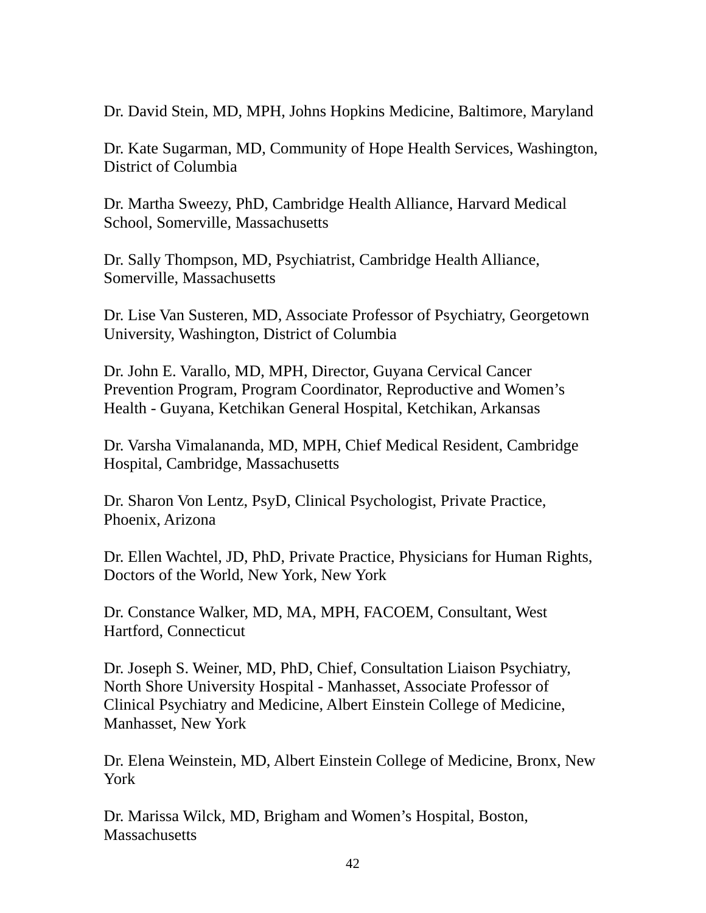Dr. David Stein, MD, MPH, Johns Hopkins Medicine, Baltimore, Maryland

Dr. Kate Sugarman, MD, Community of Hope Health Services, Washington, District of Columbia

Dr. Martha Sweezy, PhD, Cambridge Health Alliance, Harvard Medical School, Somerville, Massachusetts

Dr. Sally Thompson, MD, Psychiatrist, Cambridge Health Alliance, Somerville, Massachusetts

Dr. Lise Van Susteren, MD, Associate Professor of Psychiatry, Georgetown University, Washington, District of Columbia

Dr. John E. Varallo, MD, MPH, Director, Guyana Cervical Cancer Prevention Program, Program Coordinator, Reproductive and Women's Health - Guyana, Ketchikan General Hospital, Ketchikan, Arkansas

Dr. Varsha Vimalananda, MD, MPH, Chief Medical Resident, Cambridge Hospital, Cambridge, Massachusetts

Dr. Sharon Von Lentz, PsyD, Clinical Psychologist, Private Practice, Phoenix, Arizona

Dr. Ellen Wachtel, JD, PhD, Private Practice, Physicians for Human Rights, Doctors of the World, New York, New York

Dr. Constance Walker, MD, MA, MPH, FACOEM, Consultant, West Hartford, Connecticut

Dr. Joseph S. Weiner, MD, PhD, Chief, Consultation Liaison Psychiatry, North Shore University Hospital - Manhasset, Associate Professor of Clinical Psychiatry and Medicine, Albert Einstein College of Medicine, Manhasset, New York

Dr. Elena Weinstein, MD, Albert Einstein College of Medicine, Bronx, New York

Dr. Marissa Wilck, MD, Brigham and Women's Hospital, Boston, Massachusetts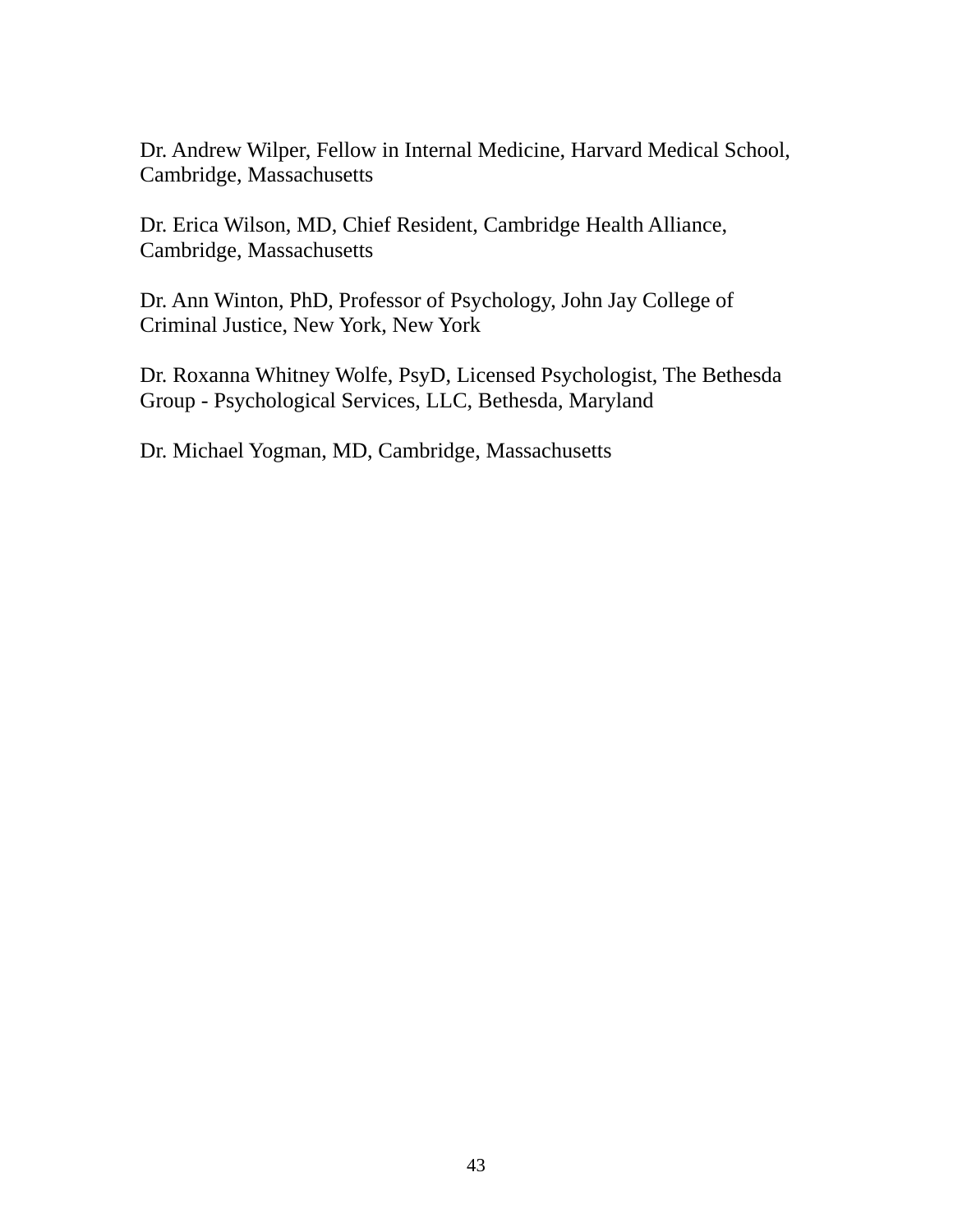Dr. Andrew Wilper, Fellow in Internal Medicine, Harvard Medical School, Cambridge, Massachusetts

Dr. Erica Wilson, MD, Chief Resident, Cambridge Health Alliance, Cambridge, Massachusetts

Dr. Ann Winton, PhD, Professor of Psychology, John Jay College of Criminal Justice, New York, New York

Dr. Roxanna Whitney Wolfe, PsyD, Licensed Psychologist, The Bethesda Group - Psychological Services, LLC, Bethesda, Maryland

Dr. Michael Yogman, MD, Cambridge, Massachusetts